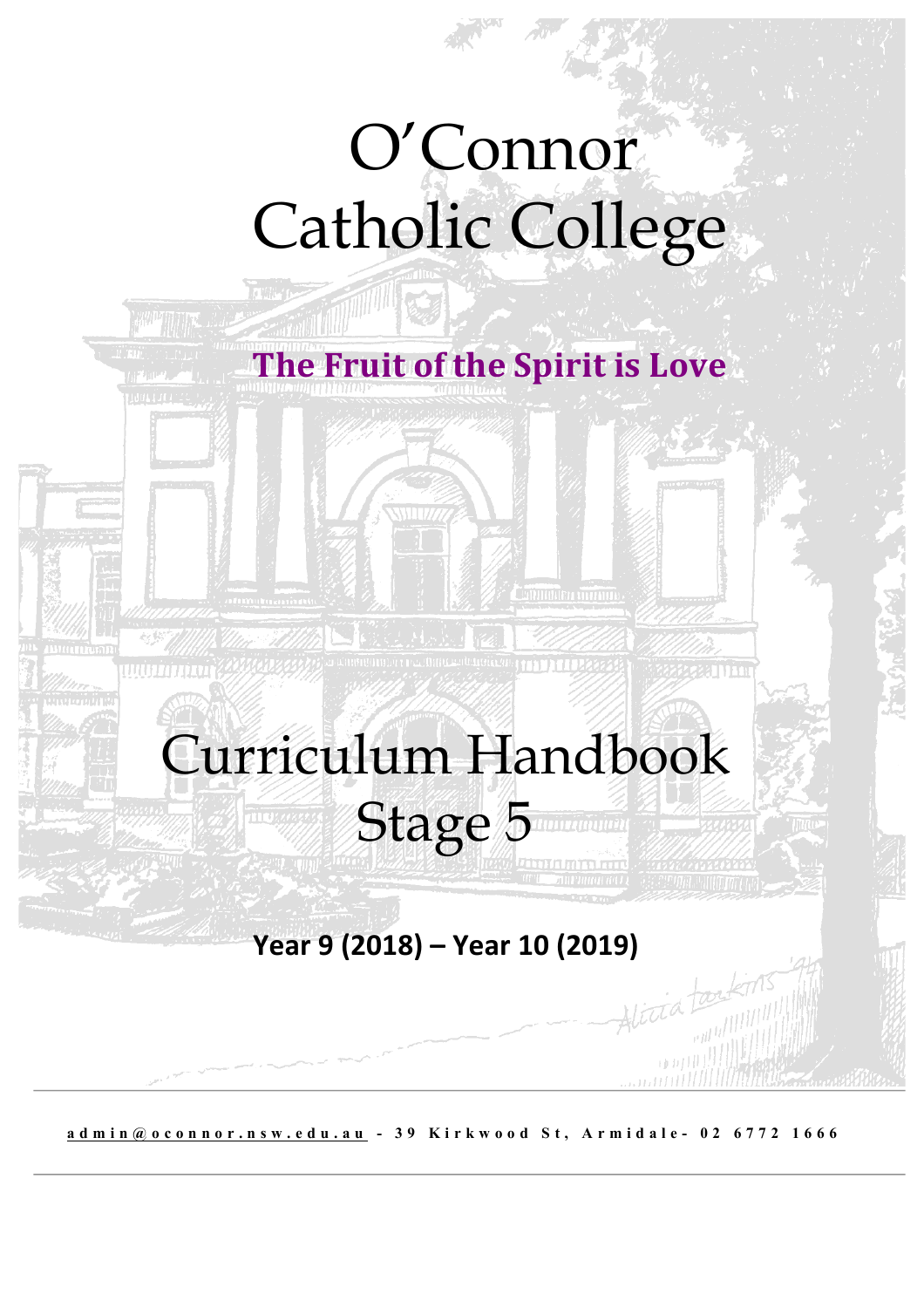# O'Connor Catholic College

**The Fruit of the Spirit is Love**

# Curriculum Handbook Stage 5

**Year 9 (2018) – Year 10 (2019)**

admin@oconnor.nsw.edu.au - 39 Kirkwood St, Armidale- 02 6772 1666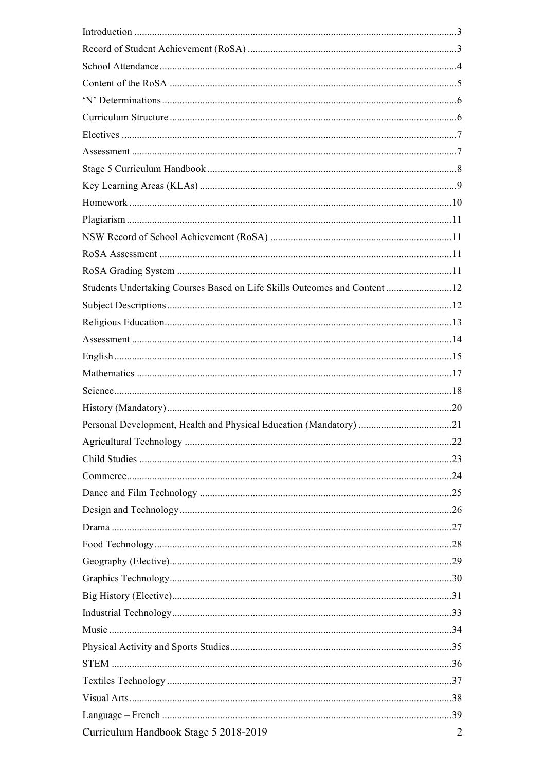Introduction .......... 3
Record of Student Achievement (RoSA) .......... 3
School Attendance .......... 4
Content of the RoSA .......... 5
'N' Determinations .......... 6
Curriculum Structure .......... 6
Electives .......... 7
Assessment .......... 7
Stage 5 Curriculum Handbook .......... 8
Key Learning Areas (KLAs) .......... 9
Homework .......... 10
Plagiarism .......... 11
NSW Record of School Achievement (RoSA) .......... 11
RoSA Assessment .......... 11
RoSA Grading System .......... 11
Students Undertaking Courses Based on Life Skills Outcomes and Content .......... 12
Subject Descriptions .......... 12
Religious Education .......... 13
Assessment .......... 14
English .......... 15
Mathematics .......... 17
Science .......... 18
History (Mandatory) .......... 20
Personal Development, Health and Physical Education (Mandatory) .......... 21
Agricultural Technology .......... 22
Child Studies .......... 23
Commerce .......... 24
Dance and Film Technology .......... 25
Design and Technology .......... 26
Drama .......... 27
Food Technology .......... 28
Geography (Elective) .......... 29
Graphics Technology .......... 30
Big History (Elective) .......... 31
Industrial Technology .......... 33
Music .......... 34
Physical Activity and Sports Studies .......... 35
STEM .......... 36
Textiles Technology .......... 37
Visual Arts .......... 38
Language – French .......... 39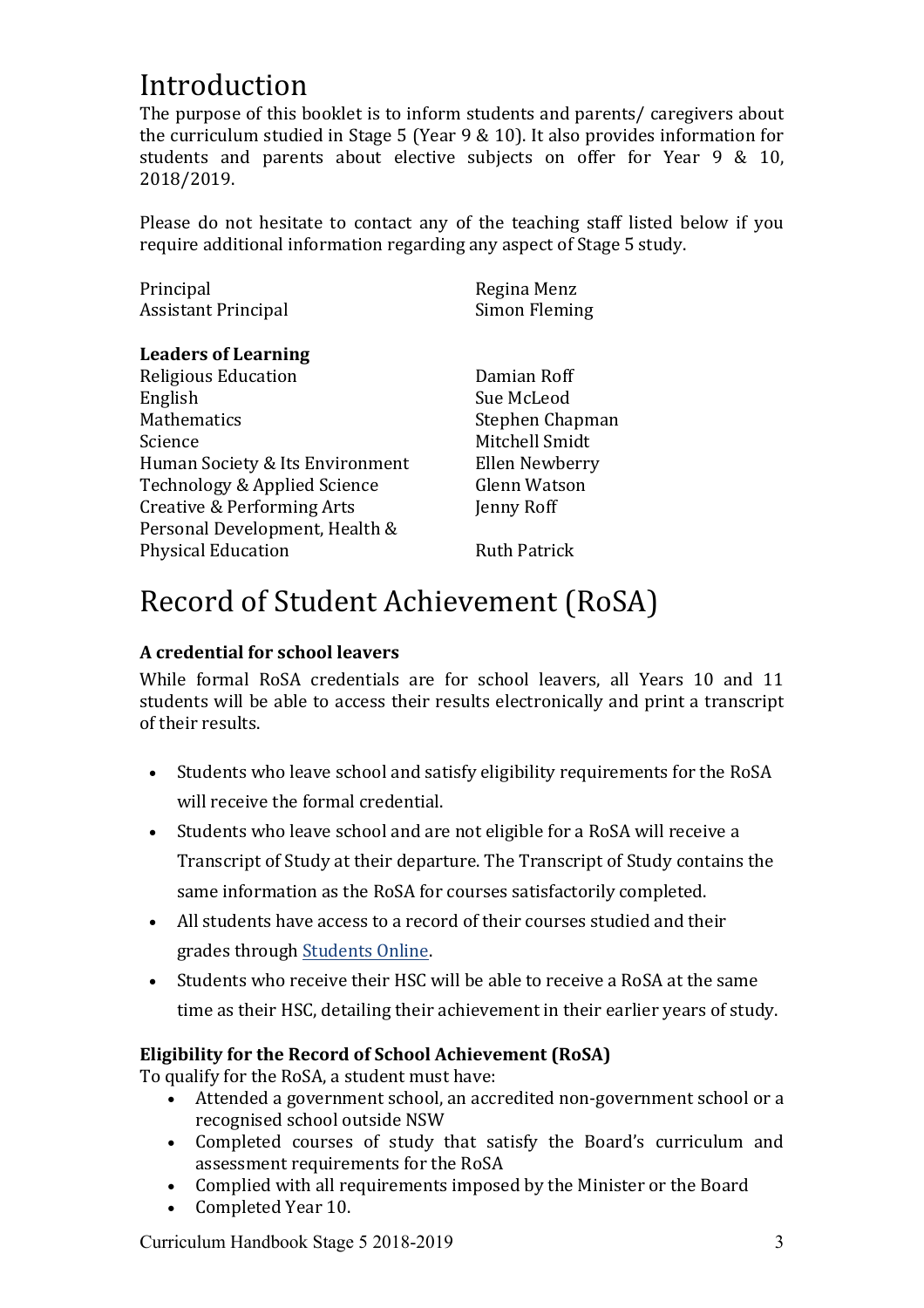# Introduction

The purpose of this booklet is to inform students and parents/ caregivers about the curriculum studied in Stage 5 (Year 9 & 10). It also provides information for students and parents about elective subjects on offer for Year 9 & 10, 2018/2019.

Please do not hesitate to contact any of the teaching staff listed below if you require additional information regarding any aspect of Stage 5 study.

| | |
|---|---|
| Principal | Regina Menz |
| Assistant Principal | Simon Fleming |

**Leaders of Learning**

| | |
|---|---|
| Religious Education | Damian Roff |
| English | Sue McLeod |
| Mathematics | Stephen Chapman |
| Science | Mitchell Smidt |
| Human Society & Its Environment | Ellen Newberry |
| Technology & Applied Science | Glenn Watson |
| Creative & Performing Arts | Jenny Roff |
| Personal Development, Health & Physical Education | Ruth Patrick |

# Record of Student Achievement (RoSA)

### A credential for school leavers

While formal RoSA credentials are for school leavers, all Years 10 and 11 students will be able to access their results electronically and print a transcript of their results.

- Students who leave school and satisfy eligibility requirements for the RoSA will receive the formal credential.
- Students who leave school and are not eligible for a RoSA will receive a Transcript of Study at their departure. The Transcript of Study contains the same information as the RoSA for courses satisfactorily completed.
- All students have access to a record of their courses studied and their grades through Students Online.
- Students who receive their HSC will be able to receive a RoSA at the same time as their HSC, detailing their achievement in their earlier years of study.

### Eligibility for the Record of School Achievement (RoSA)

To qualify for the RoSA, a student must have:

- Attended a government school, an accredited non-government school or a recognised school outside NSW
- Completed courses of study that satisfy the Board's curriculum and assessment requirements for the RoSA
- Complied with all requirements imposed by the Minister or the Board
- Completed Year 10.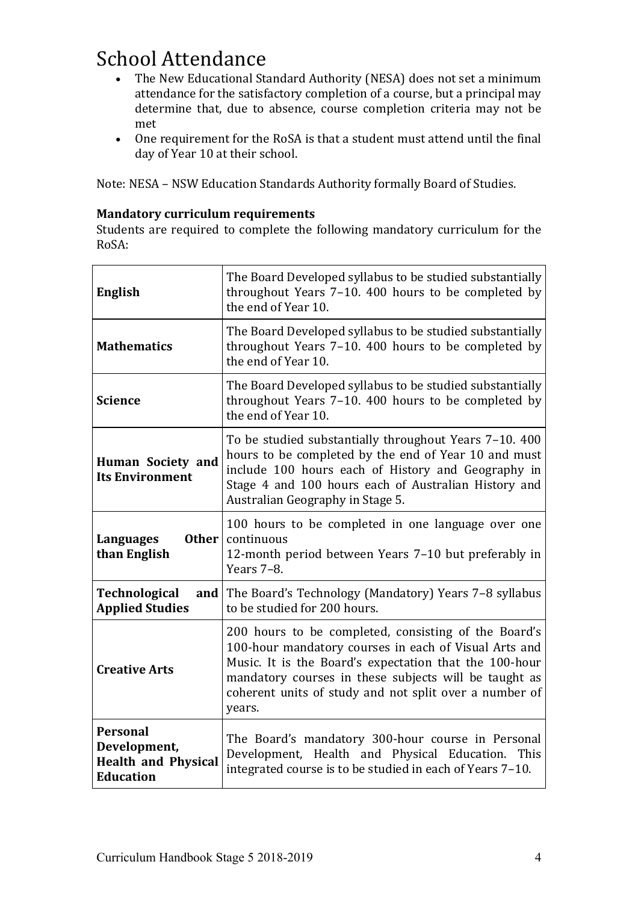# School Attendance

- The New Educational Standard Authority (NESA) does not set a minimum attendance for the satisfactory completion of a course, but a principal may determine that, due to absence, course completion criteria may not be met
- One requirement for the RoSA is that a student must attend until the final day of Year 10 at their school.

Note: NESA – NSW Education Standards Authority formally Board of Studies.

**Mandatory curriculum requirements**

Students are required to complete the following mandatory curriculum for the RoSA:

| | |
|---|---|
| **English** | The Board Developed syllabus to be studied substantially throughout Years 7–10. 400 hours to be completed by the end of Year 10. |
| **Mathematics** | The Board Developed syllabus to be studied substantially throughout Years 7–10. 400 hours to be completed by the end of Year 10. |
| **Science** | The Board Developed syllabus to be studied substantially throughout Years 7–10. 400 hours to be completed by the end of Year 10. |
| **Human Society and Its Environment** | To be studied substantially throughout Years 7–10. 400 hours to be completed by the end of Year 10 and must include 100 hours each of History and Geography in Stage 4 and 100 hours each of Australian History and Australian Geography in Stage 5. |
| **Languages Other than English** | 100 hours to be completed in one language over one continuous 12-month period between Years 7–10 but preferably in Years 7–8. |
| **Technological and Applied Studies** | The Board's Technology (Mandatory) Years 7–8 syllabus to be studied for 200 hours. |
| **Creative Arts** | 200 hours to be completed, consisting of the Board's 100-hour mandatory courses in each of Visual Arts and Music. It is the Board's expectation that the 100-hour mandatory courses in these subjects will be taught as coherent units of study and not split over a number of years. |
| **Personal Development, Health and Physical Education** | The Board's mandatory 300-hour course in Personal Development, Health and Physical Education. This integrated course is to be studied in each of Years 7–10. |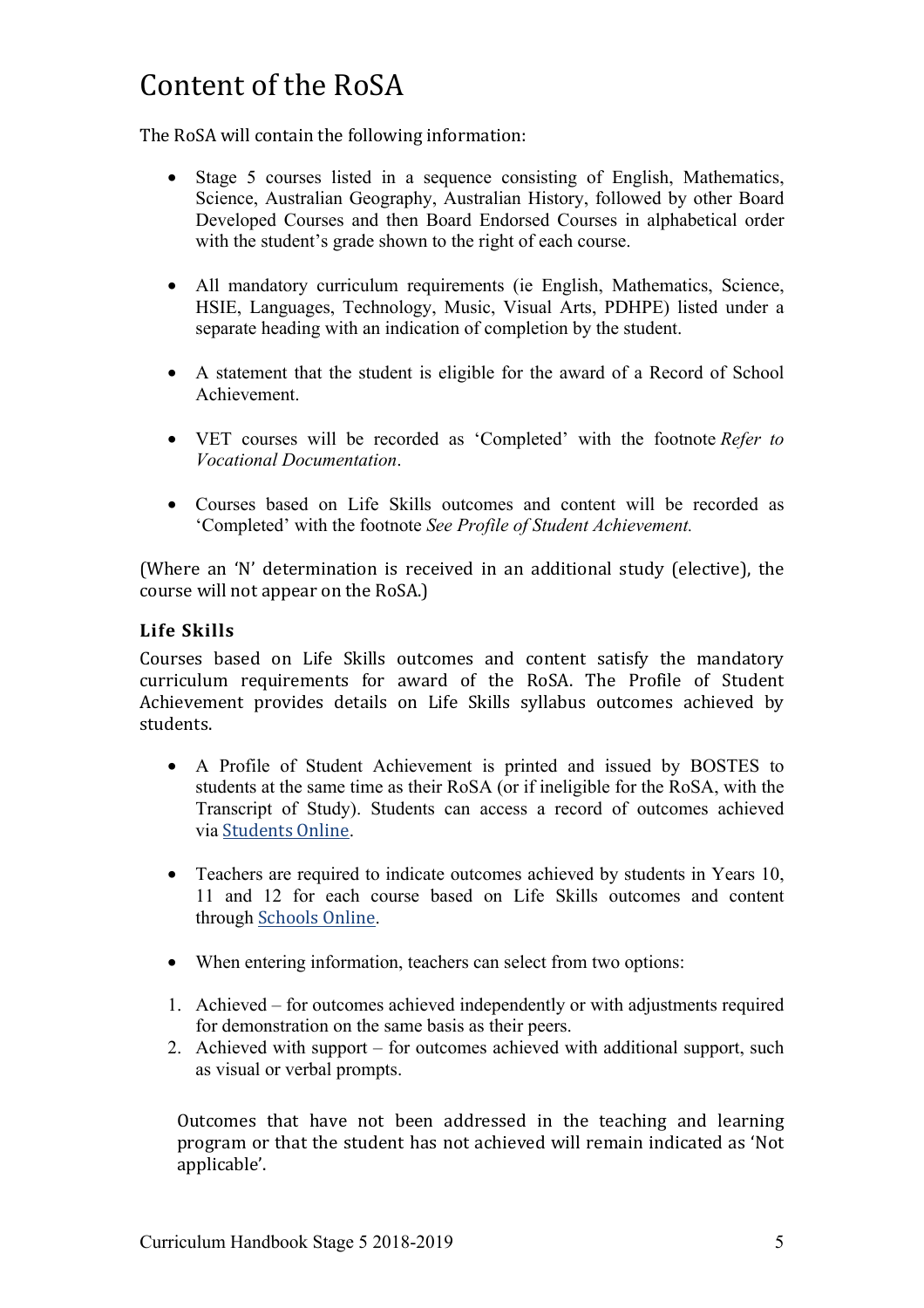# Content of the RoSA

The RoSA will contain the following information:

- Stage 5 courses listed in a sequence consisting of English, Mathematics, Science, Australian Geography, Australian History, followed by other Board Developed Courses and then Board Endorsed Courses in alphabetical order with the student's grade shown to the right of each course.

- All mandatory curriculum requirements (ie English, Mathematics, Science, HSIE, Languages, Technology, Music, Visual Arts, PDHPE) listed under a separate heading with an indication of completion by the student.

- A statement that the student is eligible for the award of a Record of School Achievement.

- VET courses will be recorded as 'Completed' with the footnote *Refer to Vocational Documentation*.

- Courses based on Life Skills outcomes and content will be recorded as 'Completed' with the footnote *See Profile of Student Achievement.*

(Where an 'N' determination is received in an additional study (elective), the course will not appear on the RoSA.)

### Life Skills

Courses based on Life Skills outcomes and content satisfy the mandatory curriculum requirements for award of the RoSA. The Profile of Student Achievement provides details on Life Skills syllabus outcomes achieved by students.

- A Profile of Student Achievement is printed and issued by BOSTES to students at the same time as their RoSA (or if ineligible for the RoSA, with the Transcript of Study). Students can access a record of outcomes achieved via Students Online.

- Teachers are required to indicate outcomes achieved by students in Years 10, 11 and 12 for each course based on Life Skills outcomes and content through Schools Online.

- When entering information, teachers can select from two options:

1. Achieved – for outcomes achieved independently or with adjustments required for demonstration on the same basis as their peers.
2. Achieved with support – for outcomes achieved with additional support, such as visual or verbal prompts.

Outcomes that have not been addressed in the teaching and learning program or that the student has not achieved will remain indicated as 'Not applicable'.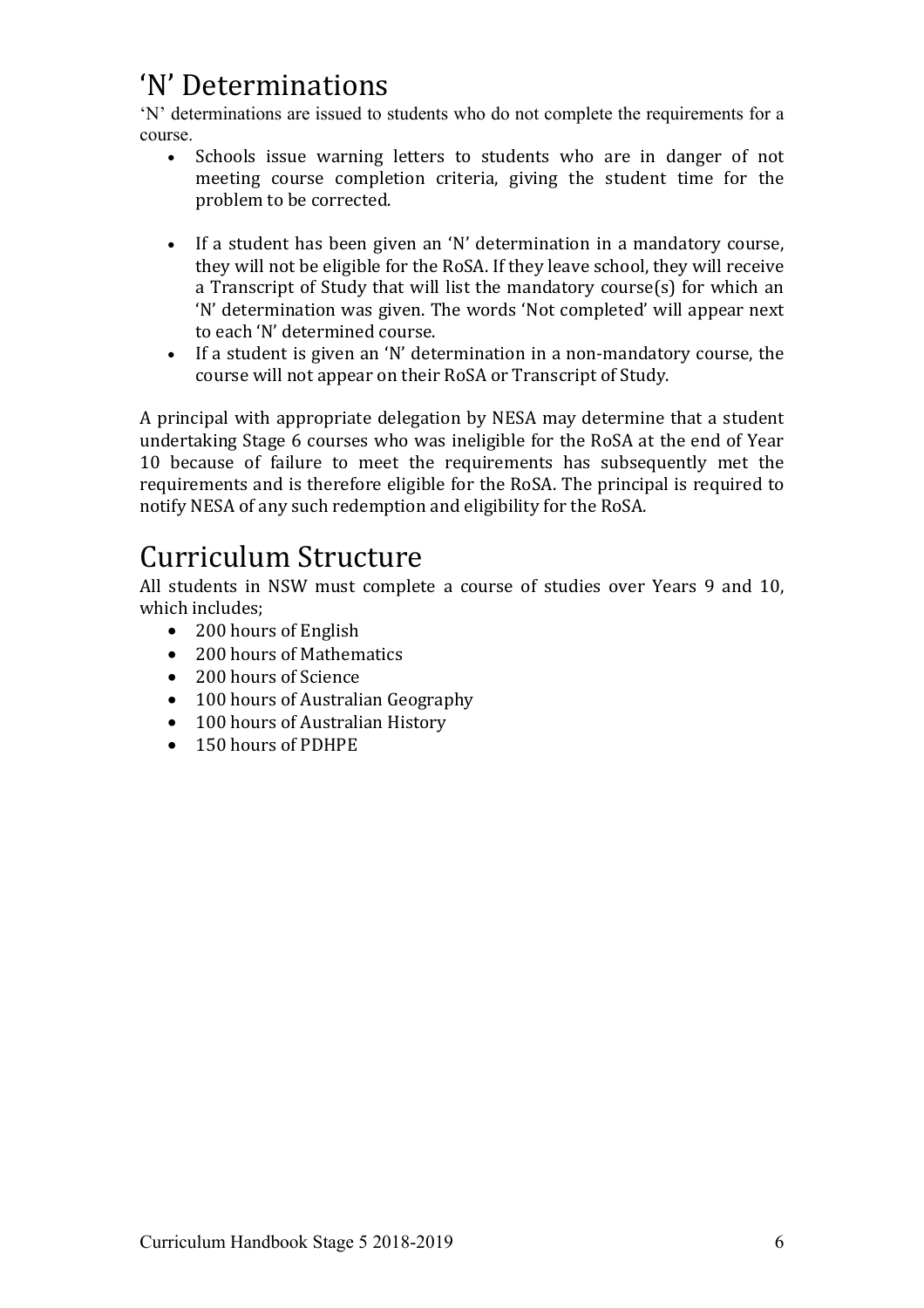# 'N' Determinations

'N' determinations are issued to students who do not complete the requirements for a course.

- Schools issue warning letters to students who are in danger of not meeting course completion criteria, giving the student time for the problem to be corrected.

- If a student has been given an 'N' determination in a mandatory course, they will not be eligible for the RoSA. If they leave school, they will receive a Transcript of Study that will list the mandatory course(s) for which an 'N' determination was given. The words 'Not completed' will appear next to each 'N' determined course.
- If a student is given an 'N' determination in a non-mandatory course, the course will not appear on their RoSA or Transcript of Study.

A principal with appropriate delegation by NESA may determine that a student undertaking Stage 6 courses who was ineligible for the RoSA at the end of Year 10 because of failure to meet the requirements has subsequently met the requirements and is therefore eligible for the RoSA. The principal is required to notify NESA of any such redemption and eligibility for the RoSA.

# Curriculum Structure

All students in NSW must complete a course of studies over Years 9 and 10, which includes;

- 200 hours of English
- 200 hours of Mathematics
- 200 hours of Science
- 100 hours of Australian Geography
- 100 hours of Australian History
- 150 hours of PDHPE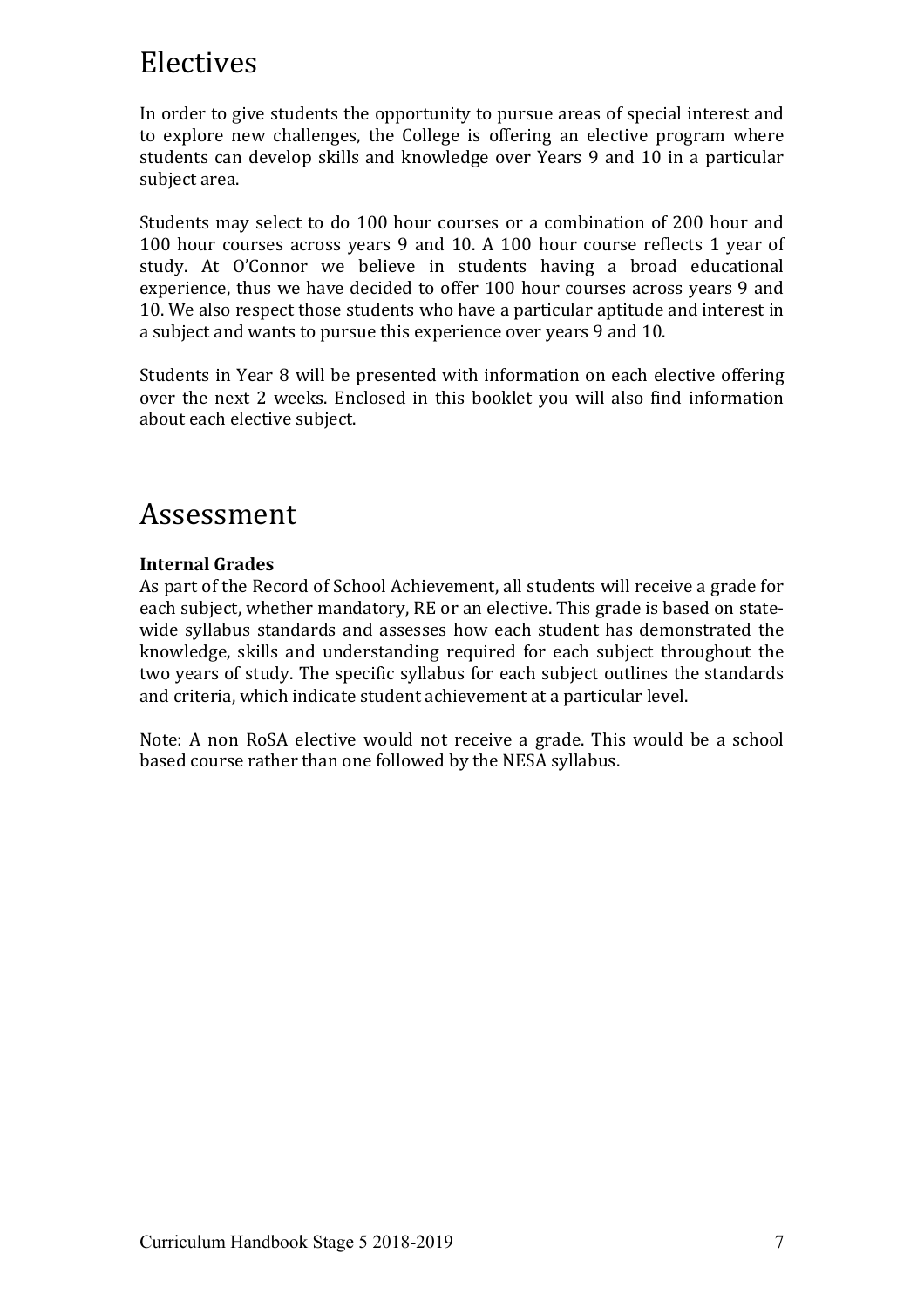# Electives

In order to give students the opportunity to pursue areas of special interest and to explore new challenges, the College is offering an elective program where students can develop skills and knowledge over Years 9 and 10 in a particular subject area.

Students may select to do 100 hour courses or a combination of 200 hour and 100 hour courses across years 9 and 10. A 100 hour course reflects 1 year of study. At O'Connor we believe in students having a broad educational experience, thus we have decided to offer 100 hour courses across years 9 and 10. We also respect those students who have a particular aptitude and interest in a subject and wants to pursue this experience over years 9 and 10.

Students in Year 8 will be presented with information on each elective offering over the next 2 weeks. Enclosed in this booklet you will also find information about each elective subject.

# Assessment

**Internal Grades**

As part of the Record of School Achievement, all students will receive a grade for each subject, whether mandatory, RE or an elective. This grade is based on state-wide syllabus standards and assesses how each student has demonstrated the knowledge, skills and understanding required for each subject throughout the two years of study. The specific syllabus for each subject outlines the standards and criteria, which indicate student achievement at a particular level.

Note: A non RoSA elective would not receive a grade. This would be a school based course rather than one followed by the NESA syllabus.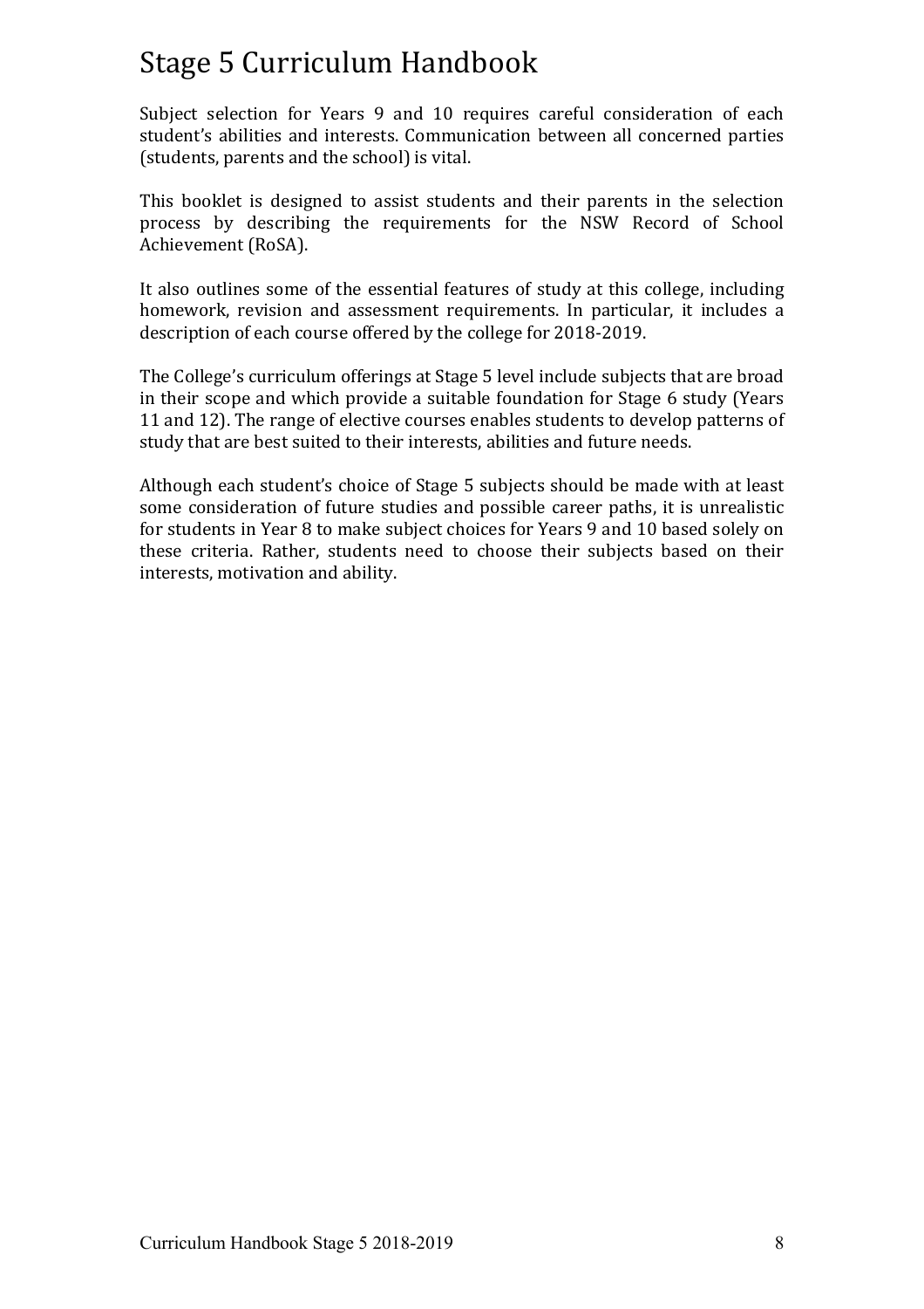# Stage 5 Curriculum Handbook

Subject selection for Years 9 and 10 requires careful consideration of each student's abilities and interests. Communication between all concerned parties (students, parents and the school) is vital.

This booklet is designed to assist students and their parents in the selection process by describing the requirements for the NSW Record of School Achievement (RoSA).

It also outlines some of the essential features of study at this college, including homework, revision and assessment requirements. In particular, it includes a description of each course offered by the college for 2018-2019.

The College's curriculum offerings at Stage 5 level include subjects that are broad in their scope and which provide a suitable foundation for Stage 6 study (Years 11 and 12). The range of elective courses enables students to develop patterns of study that are best suited to their interests, abilities and future needs.

Although each student's choice of Stage 5 subjects should be made with at least some consideration of future studies and possible career paths, it is unrealistic for students in Year 8 to make subject choices for Years 9 and 10 based solely on these criteria. Rather, students need to choose their subjects based on their interests, motivation and ability.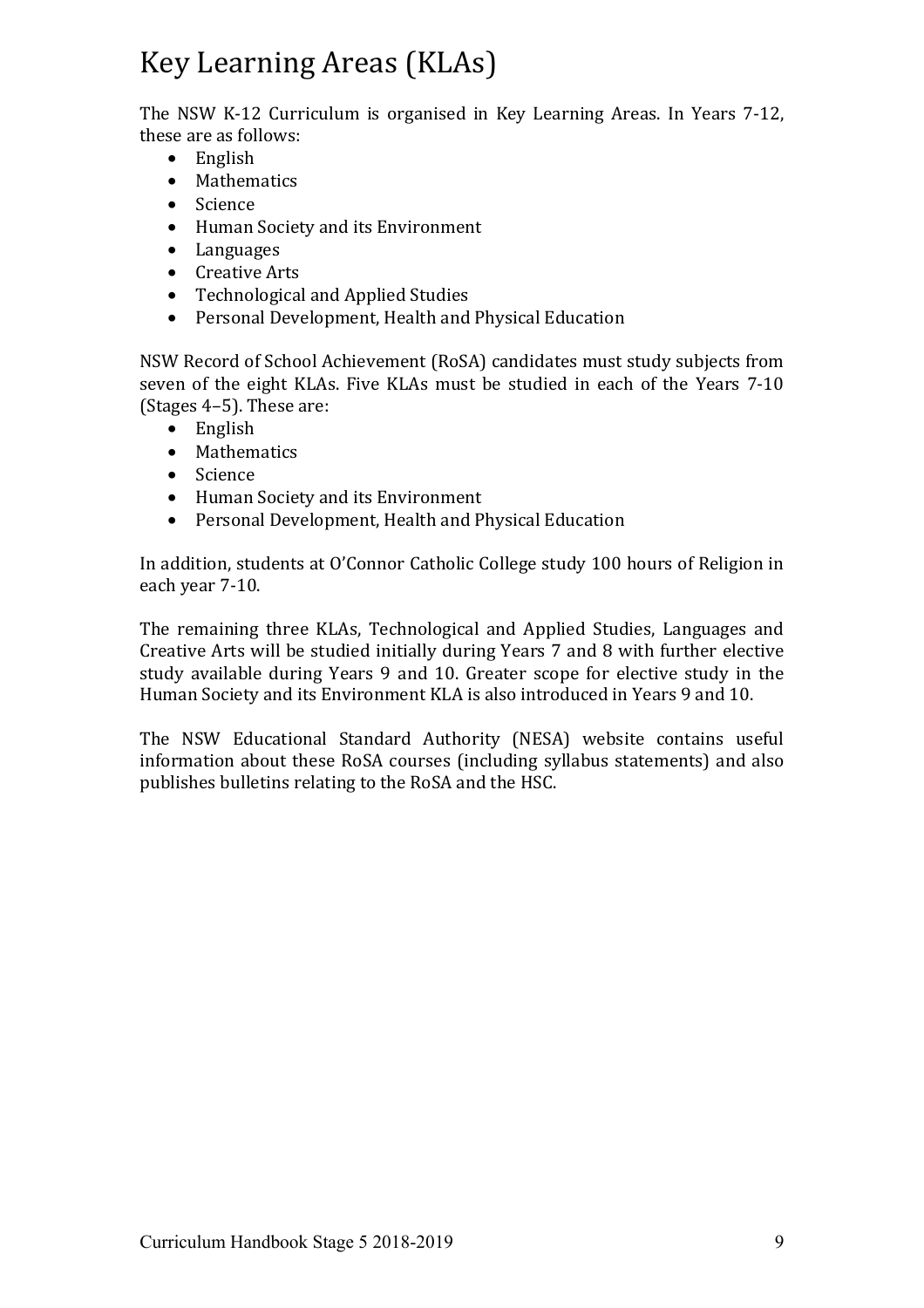# Key Learning Areas (KLAs)

The NSW K-12 Curriculum is organised in Key Learning Areas. In Years 7-12, these are as follows:

- English
- Mathematics
- Science
- Human Society and its Environment
- Languages
- Creative Arts
- Technological and Applied Studies
- Personal Development, Health and Physical Education

NSW Record of School Achievement (RoSA) candidates must study subjects from seven of the eight KLAs. Five KLAs must be studied in each of the Years 7-10 (Stages 4–5). These are:

- English
- Mathematics
- Science
- Human Society and its Environment
- Personal Development, Health and Physical Education

In addition, students at O'Connor Catholic College study 100 hours of Religion in each year 7-10.

The remaining three KLAs, Technological and Applied Studies, Languages and Creative Arts will be studied initially during Years 7 and 8 with further elective study available during Years 9 and 10. Greater scope for elective study in the Human Society and its Environment KLA is also introduced in Years 9 and 10.

The NSW Educational Standard Authority (NESA) website contains useful information about these RoSA courses (including syllabus statements) and also publishes bulletins relating to the RoSA and the HSC.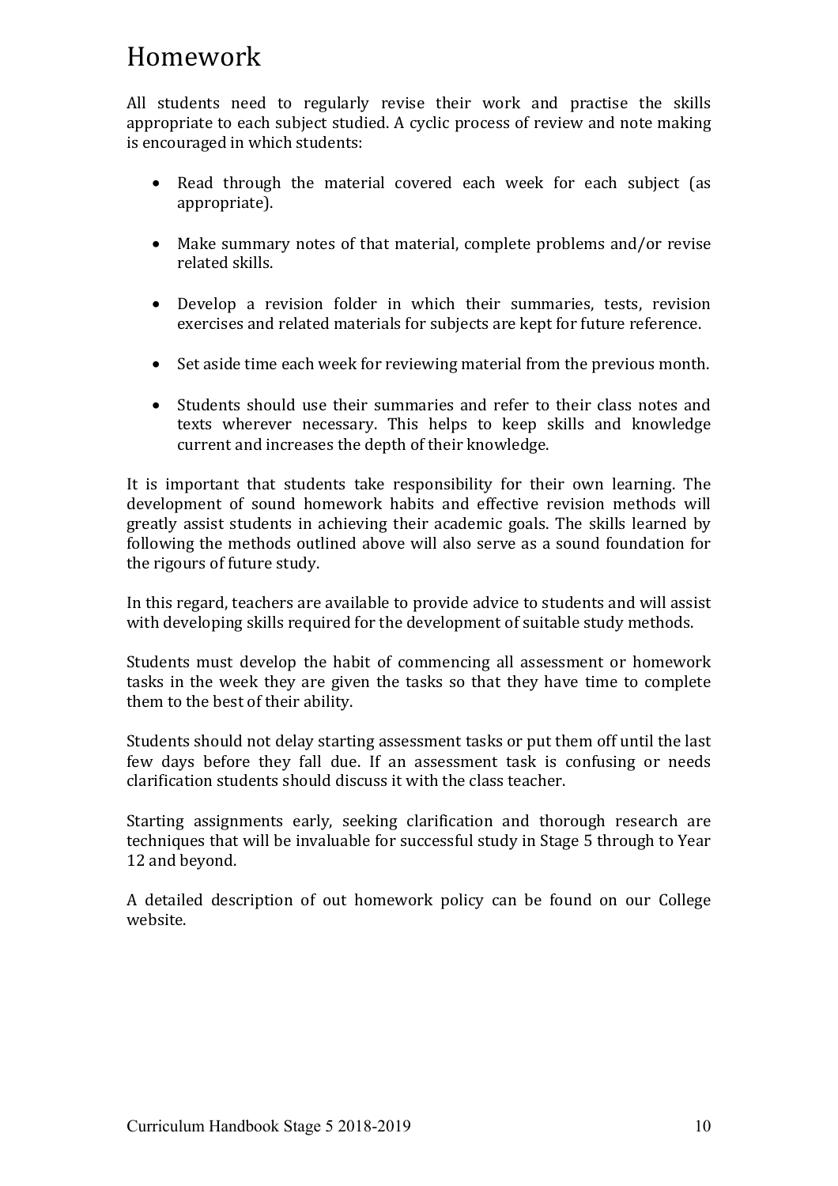# Homework

All students need to regularly revise their work and practise the skills appropriate to each subject studied. A cyclic process of review and note making is encouraged in which students:

- Read through the material covered each week for each subject (as appropriate).
- Make summary notes of that material, complete problems and/or revise related skills.
- Develop a revision folder in which their summaries, tests, revision exercises and related materials for subjects are kept for future reference.
- Set aside time each week for reviewing material from the previous month.
- Students should use their summaries and refer to their class notes and texts wherever necessary. This helps to keep skills and knowledge current and increases the depth of their knowledge.

It is important that students take responsibility for their own learning. The development of sound homework habits and effective revision methods will greatly assist students in achieving their academic goals. The skills learned by following the methods outlined above will also serve as a sound foundation for the rigours of future study.

In this regard, teachers are available to provide advice to students and will assist with developing skills required for the development of suitable study methods.

Students must develop the habit of commencing all assessment or homework tasks in the week they are given the tasks so that they have time to complete them to the best of their ability.

Students should not delay starting assessment tasks or put them off until the last few days before they fall due. If an assessment task is confusing or needs clarification students should discuss it with the class teacher.

Starting assignments early, seeking clarification and thorough research are techniques that will be invaluable for successful study in Stage 5 through to Year 12 and beyond.

A detailed description of out homework policy can be found on our College website.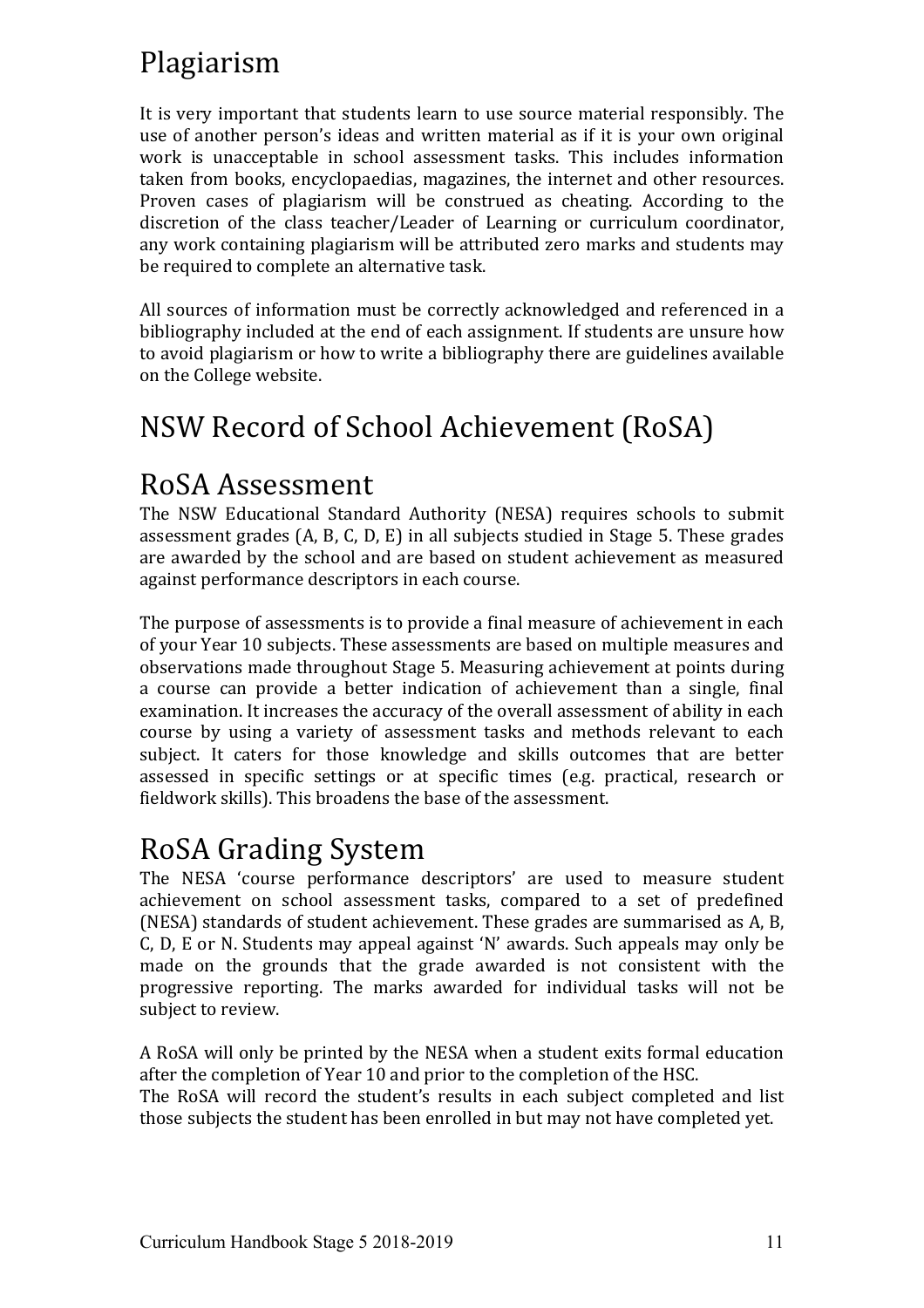# Plagiarism

It is very important that students learn to use source material responsibly. The use of another person's ideas and written material as if it is your own original work is unacceptable in school assessment tasks. This includes information taken from books, encyclopaedias, magazines, the internet and other resources. Proven cases of plagiarism will be construed as cheating. According to the discretion of the class teacher/Leader of Learning or curriculum coordinator, any work containing plagiarism will be attributed zero marks and students may be required to complete an alternative task.

All sources of information must be correctly acknowledged and referenced in a bibliography included at the end of each assignment. If students are unsure how to avoid plagiarism or how to write a bibliography there are guidelines available on the College website.

# NSW Record of School Achievement (RoSA)

## RoSA Assessment

The NSW Educational Standard Authority (NESA) requires schools to submit assessment grades (A, B, C, D, E) in all subjects studied in Stage 5. These grades are awarded by the school and are based on student achievement as measured against performance descriptors in each course.

The purpose of assessments is to provide a final measure of achievement in each of your Year 10 subjects. These assessments are based on multiple measures and observations made throughout Stage 5. Measuring achievement at points during a course can provide a better indication of achievement than a single, final examination. It increases the accuracy of the overall assessment of ability in each course by using a variety of assessment tasks and methods relevant to each subject. It caters for those knowledge and skills outcomes that are better assessed in specific settings or at specific times (e.g. practical, research or fieldwork skills). This broadens the base of the assessment.

## RoSA Grading System

The NESA 'course performance descriptors' are used to measure student achievement on school assessment tasks, compared to a set of predefined (NESA) standards of student achievement. These grades are summarised as A, B, C, D, E or N. Students may appeal against 'N' awards. Such appeals may only be made on the grounds that the grade awarded is not consistent with the progressive reporting. The marks awarded for individual tasks will not be subject to review.

A RoSA will only be printed by the NESA when a student exits formal education after the completion of Year 10 and prior to the completion of the HSC.
The RoSA will record the student's results in each subject completed and list those subjects the student has been enrolled in but may not have completed yet.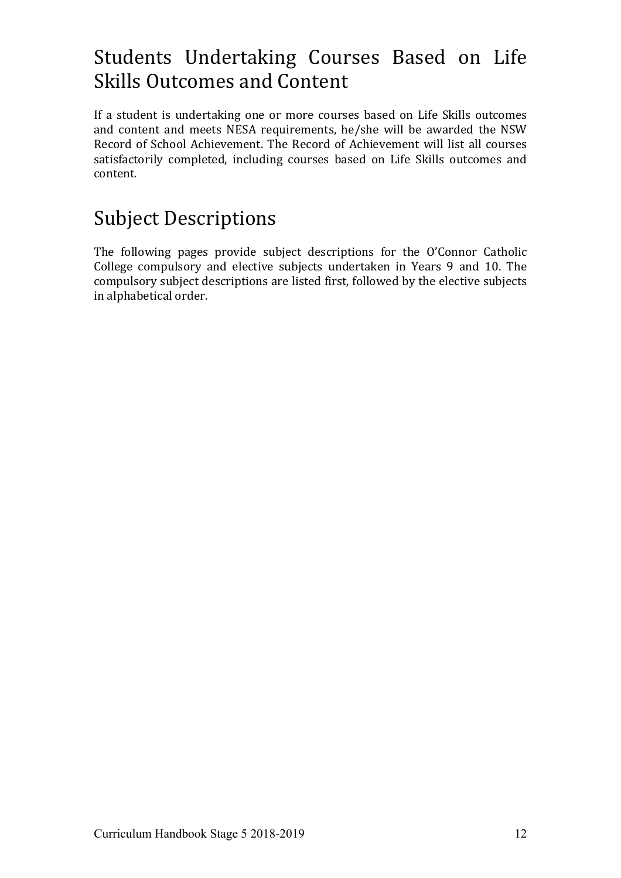## Students Undertaking Courses Based on Life Skills Outcomes and Content

If a student is undertaking one or more courses based on Life Skills outcomes and content and meets NESA requirements, he/she will be awarded the NSW Record of School Achievement. The Record of Achievement will list all courses satisfactorily completed, including courses based on Life Skills outcomes and content.

## Subject Descriptions

The following pages provide subject descriptions for the O'Connor Catholic College compulsory and elective subjects undertaken in Years 9 and 10. The compulsory subject descriptions are listed first, followed by the elective subjects in alphabetical order.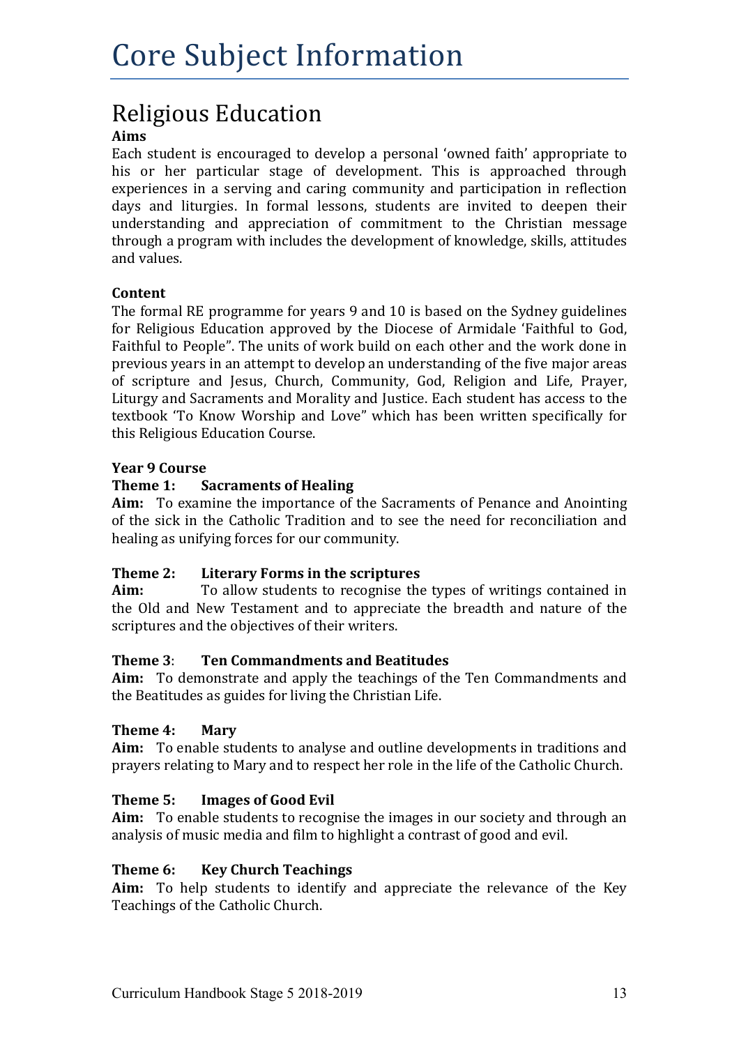# Core Subject Information

## Religious Education

**Aims**

Each student is encouraged to develop a personal 'owned faith' appropriate to his or her particular stage of development. This is approached through experiences in a serving and caring community and participation in reflection days and liturgies. In formal lessons, students are invited to deepen their understanding and appreciation of commitment to the Christian message through a program with includes the development of knowledge, skills, attitudes and values.

**Content**

The formal RE programme for years 9 and 10 is based on the Sydney guidelines for Religious Education approved by the Diocese of Armidale 'Faithful to God, Faithful to People". The units of work build on each other and the work done in previous years in an attempt to develop an understanding of the five major areas of scripture and Jesus, Church, Community, God, Religion and Life, Prayer, Liturgy and Sacraments and Morality and Justice. Each student has access to the textbook 'To Know Worship and Love" which has been written specifically for this Religious Education Course.

**Year 9 Course**

**Theme 1: Sacraments of Healing**

**Aim:** To examine the importance of the Sacraments of Penance and Anointing of the sick in the Catholic Tradition and to see the need for reconciliation and healing as unifying forces for our community.

**Theme 2: Literary Forms in the scriptures**

**Aim:** To allow students to recognise the types of writings contained in the Old and New Testament and to appreciate the breadth and nature of the scriptures and the objectives of their writers.

**Theme 3: Ten Commandments and Beatitudes**

**Aim:** To demonstrate and apply the teachings of the Ten Commandments and the Beatitudes as guides for living the Christian Life.

**Theme 4: Mary**

**Aim:** To enable students to analyse and outline developments in traditions and prayers relating to Mary and to respect her role in the life of the Catholic Church.

**Theme 5: Images of Good Evil**

**Aim:** To enable students to recognise the images in our society and through an analysis of music media and film to highlight a contrast of good and evil.

**Theme 6: Key Church Teachings**

**Aim:** To help students to identify and appreciate the relevance of the Key Teachings of the Catholic Church.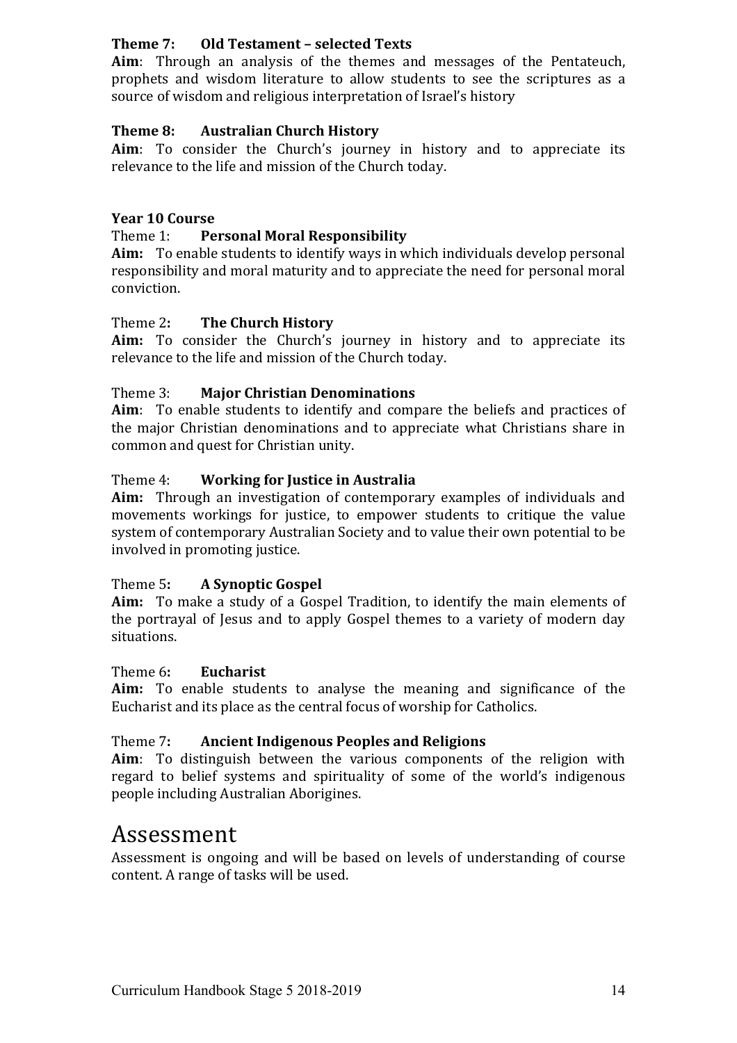**Theme 7: Old Testament – selected Texts**
**Aim**: Through an analysis of the themes and messages of the Pentateuch, prophets and wisdom literature to allow students to see the scriptures as a source of wisdom and religious interpretation of Israel's history

**Theme 8: Australian Church History**
**Aim**: To consider the Church's journey in history and to appreciate its relevance to the life and mission of the Church today.

**Year 10 Course**
Theme 1: **Personal Moral Responsibility**
**Aim:** To enable students to identify ways in which individuals develop personal responsibility and moral maturity and to appreciate the need for personal moral conviction.

Theme 2**: The Church History**
**Aim:** To consider the Church's journey in history and to appreciate its relevance to the life and mission of the Church today.

Theme 3: **Major Christian Denominations**
**Aim**: To enable students to identify and compare the beliefs and practices of the major Christian denominations and to appreciate what Christians share in common and quest for Christian unity.

Theme 4: **Working for Justice in Australia**
**Aim:** Through an investigation of contemporary examples of individuals and movements workings for justice, to empower students to critique the value system of contemporary Australian Society and to value their own potential to be involved in promoting justice.

Theme 5**: A Synoptic Gospel**
**Aim:** To make a study of a Gospel Tradition, to identify the main elements of the portrayal of Jesus and to apply Gospel themes to a variety of modern day situations.

Theme 6**: Eucharist**
**Aim:** To enable students to analyse the meaning and significance of the Eucharist and its place as the central focus of worship for Catholics.

Theme 7**: Ancient Indigenous Peoples and Religions**
**Aim**: To distinguish between the various components of the religion with regard to belief systems and spirituality of some of the world's indigenous people including Australian Aborigines.

# Assessment

Assessment is ongoing and will be based on levels of understanding of course content. A range of tasks will be used.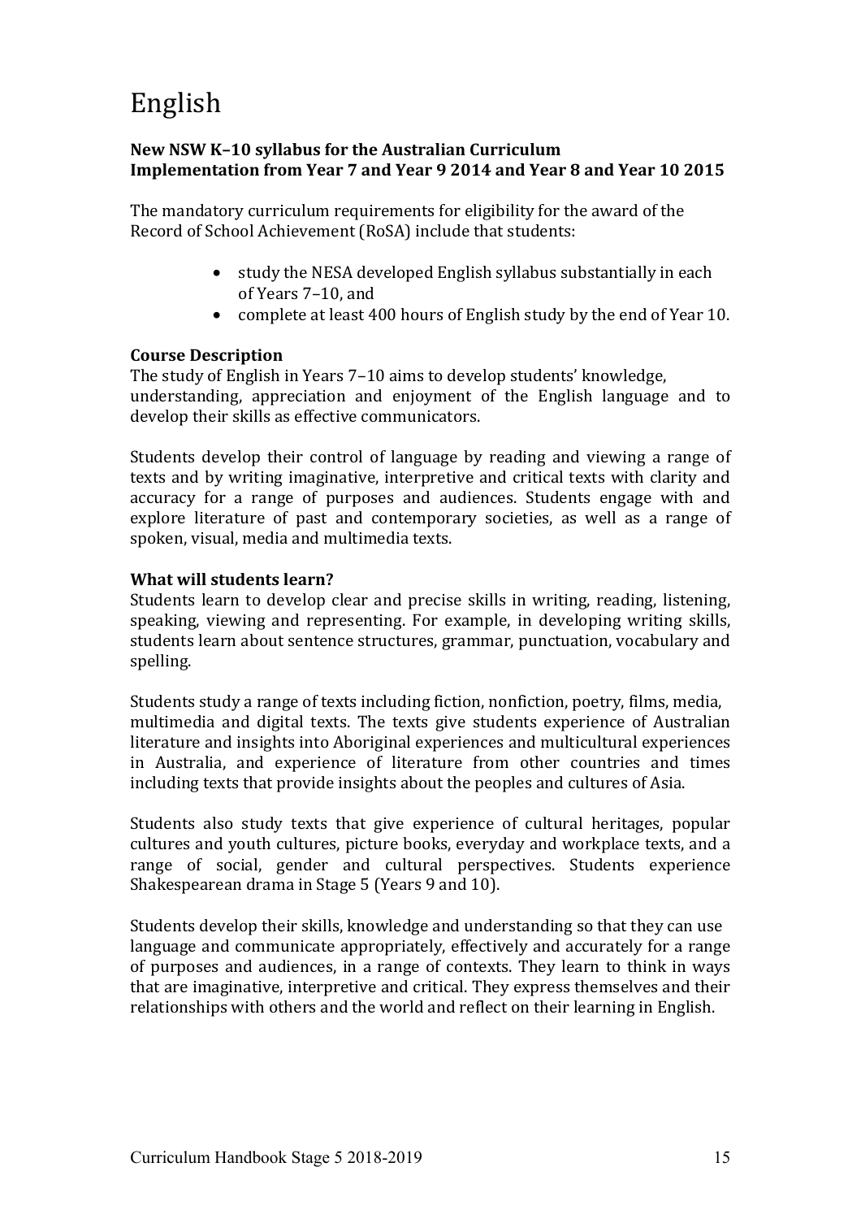# English

**New NSW K–10 syllabus for the Australian Curriculum**
**Implementation from Year 7 and Year 9 2014 and Year 8 and Year 10 2015**

The mandatory curriculum requirements for eligibility for the award of the Record of School Achievement (RoSA) include that students:

- study the NESA developed English syllabus substantially in each of Years 7–10, and
- complete at least 400 hours of English study by the end of Year 10.

**Course Description**

The study of English in Years 7–10 aims to develop students' knowledge, understanding, appreciation and enjoyment of the English language and to develop their skills as effective communicators.

Students develop their control of language by reading and viewing a range of texts and by writing imaginative, interpretive and critical texts with clarity and accuracy for a range of purposes and audiences. Students engage with and explore literature of past and contemporary societies, as well as a range of spoken, visual, media and multimedia texts.

**What will students learn?**

Students learn to develop clear and precise skills in writing, reading, listening, speaking, viewing and representing. For example, in developing writing skills, students learn about sentence structures, grammar, punctuation, vocabulary and spelling.

Students study a range of texts including fiction, nonfiction, poetry, films, media, multimedia and digital texts. The texts give students experience of Australian literature and insights into Aboriginal experiences and multicultural experiences in Australia, and experience of literature from other countries and times including texts that provide insights about the peoples and cultures of Asia.

Students also study texts that give experience of cultural heritages, popular cultures and youth cultures, picture books, everyday and workplace texts, and a range of social, gender and cultural perspectives. Students experience Shakespearean drama in Stage 5 (Years 9 and 10).

Students develop their skills, knowledge and understanding so that they can use language and communicate appropriately, effectively and accurately for a range of purposes and audiences, in a range of contexts. They learn to think in ways that are imaginative, interpretive and critical. They express themselves and their relationships with others and the world and reflect on their learning in English.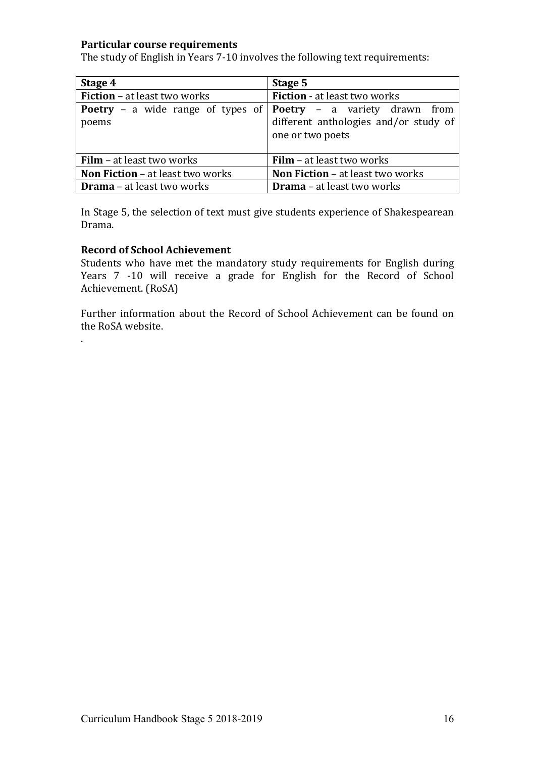**Particular course requirements**

The study of English in Years 7-10 involves the following text requirements:

| Stage 4 | Stage 5 |
|---|---|
| **Fiction** – at least two works | **Fiction** - at least two works |
| **Poetry** – a wide range of types of poems | **Poetry** – a variety drawn from different anthologies and/or study of one or two poets |
| **Film** – at least two works | **Film** – at least two works |
| **Non Fiction** – at least two works | **Non Fiction** – at least two works |
| **Drama** – at least two works | **Drama** – at least two works |

In Stage 5, the selection of text must give students experience of Shakespearean Drama.

**Record of School Achievement**

Students who have met the mandatory study requirements for English during Years 7 -10 will receive a grade for English for the Record of School Achievement. (RoSA)

Further information about the Record of School Achievement can be found on the RoSA website.

.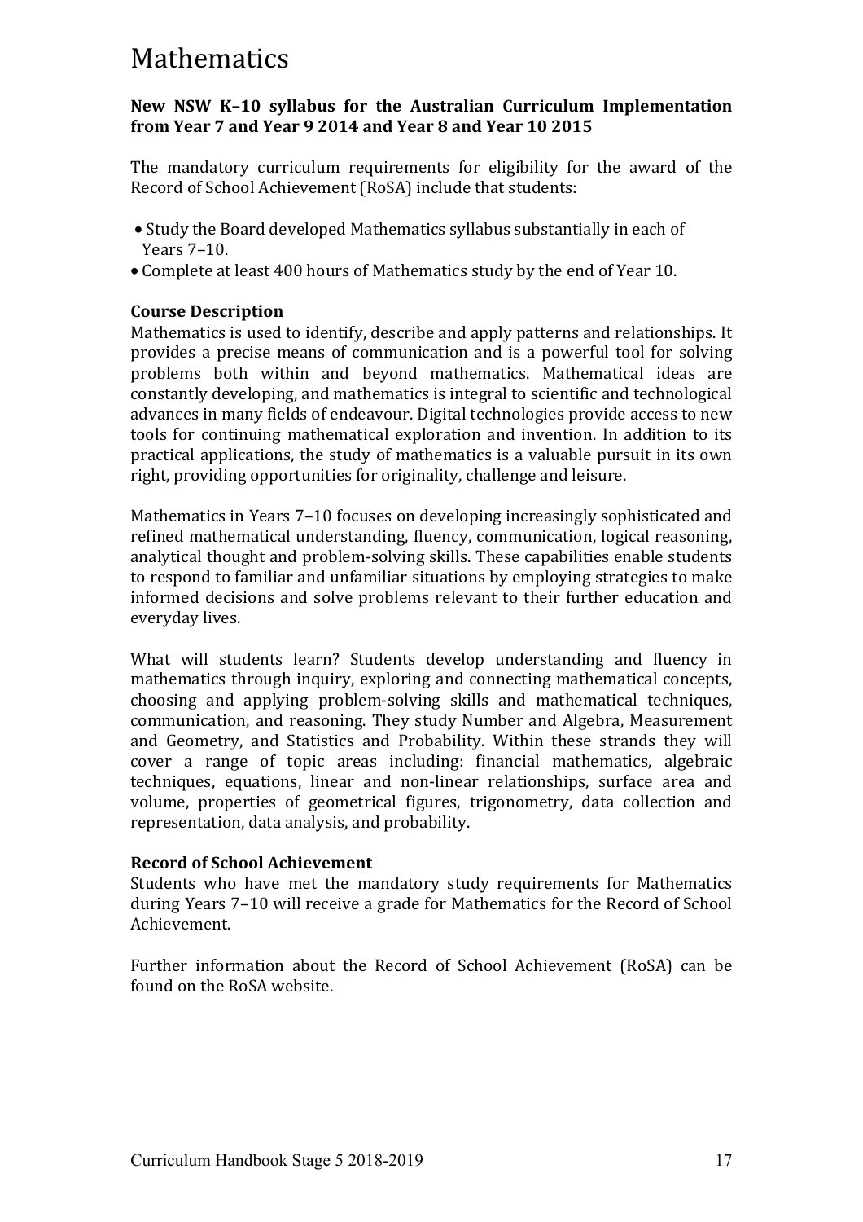# Mathematics

**New NSW K–10 syllabus for the Australian Curriculum Implementation from Year 7 and Year 9 2014 and Year 8 and Year 10 2015**

The mandatory curriculum requirements for eligibility for the award of the Record of School Achievement (RoSA) include that students:

- Study the Board developed Mathematics syllabus substantially in each of Years 7–10.
- Complete at least 400 hours of Mathematics study by the end of Year 10.

**Course Description**

Mathematics is used to identify, describe and apply patterns and relationships. It provides a precise means of communication and is a powerful tool for solving problems both within and beyond mathematics. Mathematical ideas are constantly developing, and mathematics is integral to scientific and technological advances in many fields of endeavour. Digital technologies provide access to new tools for continuing mathematical exploration and invention. In addition to its practical applications, the study of mathematics is a valuable pursuit in its own right, providing opportunities for originality, challenge and leisure.

Mathematics in Years 7–10 focuses on developing increasingly sophisticated and refined mathematical understanding, fluency, communication, logical reasoning, analytical thought and problem-solving skills. These capabilities enable students to respond to familiar and unfamiliar situations by employing strategies to make informed decisions and solve problems relevant to their further education and everyday lives.

What will students learn? Students develop understanding and fluency in mathematics through inquiry, exploring and connecting mathematical concepts, choosing and applying problem-solving skills and mathematical techniques, communication, and reasoning. They study Number and Algebra, Measurement and Geometry, and Statistics and Probability. Within these strands they will cover a range of topic areas including: financial mathematics, algebraic techniques, equations, linear and non-linear relationships, surface area and volume, properties of geometrical figures, trigonometry, data collection and representation, data analysis, and probability.

**Record of School Achievement**

Students who have met the mandatory study requirements for Mathematics during Years 7–10 will receive a grade for Mathematics for the Record of School Achievement.

Further information about the Record of School Achievement (RoSA) can be found on the RoSA website.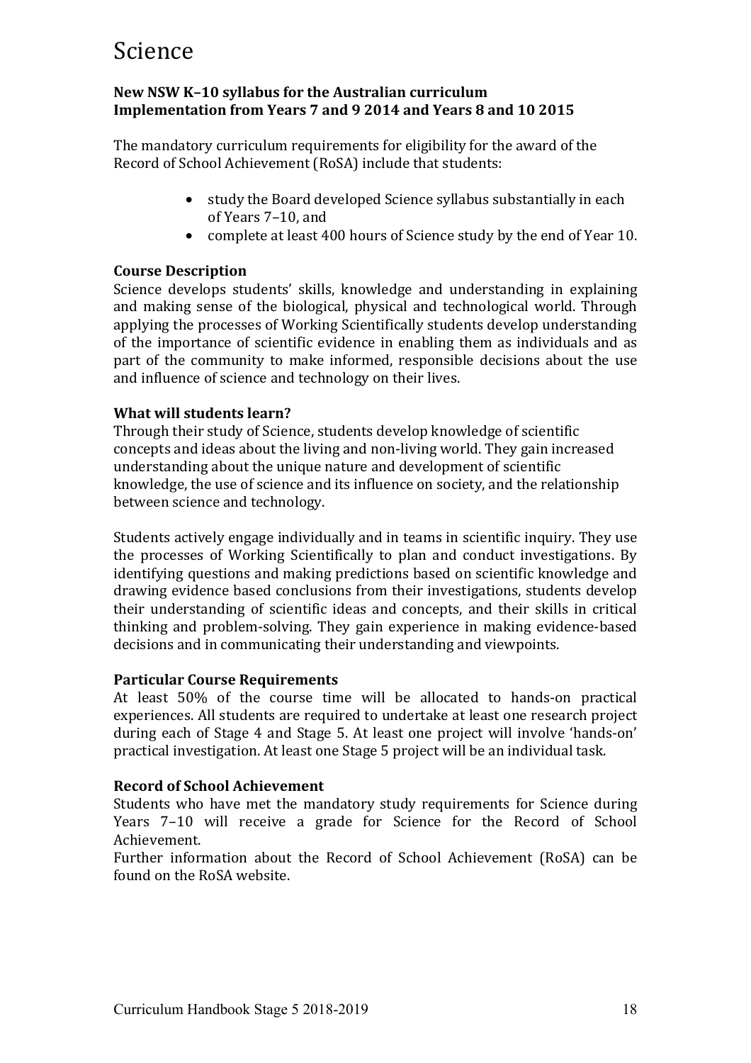# Science

**New NSW K–10 syllabus for the Australian curriculum**
**Implementation from Years 7 and 9 2014 and Years 8 and 10 2015**

The mandatory curriculum requirements for eligibility for the award of the Record of School Achievement (RoSA) include that students:

- study the Board developed Science syllabus substantially in each of Years 7–10, and
- complete at least 400 hours of Science study by the end of Year 10.

### Course Description

Science develops students' skills, knowledge and understanding in explaining and making sense of the biological, physical and technological world. Through applying the processes of Working Scientifically students develop understanding of the importance of scientific evidence in enabling them as individuals and as part of the community to make informed, responsible decisions about the use and influence of science and technology on their lives.

### What will students learn?

Through their study of Science, students develop knowledge of scientific concepts and ideas about the living and non-living world. They gain increased understanding about the unique nature and development of scientific knowledge, the use of science and its influence on society, and the relationship between science and technology.

Students actively engage individually and in teams in scientific inquiry. They use the processes of Working Scientifically to plan and conduct investigations. By identifying questions and making predictions based on scientific knowledge and drawing evidence based conclusions from their investigations, students develop their understanding of scientific ideas and concepts, and their skills in critical thinking and problem-solving. They gain experience in making evidence-based decisions and in communicating their understanding and viewpoints.

### Particular Course Requirements

At least 50% of the course time will be allocated to hands-on practical experiences. All students are required to undertake at least one research project during each of Stage 4 and Stage 5. At least one project will involve 'hands-on' practical investigation. At least one Stage 5 project will be an individual task.

### Record of School Achievement

Students who have met the mandatory study requirements for Science during Years 7–10 will receive a grade for Science for the Record of School Achievement.

Further information about the Record of School Achievement (RoSA) can be found on the RoSA website.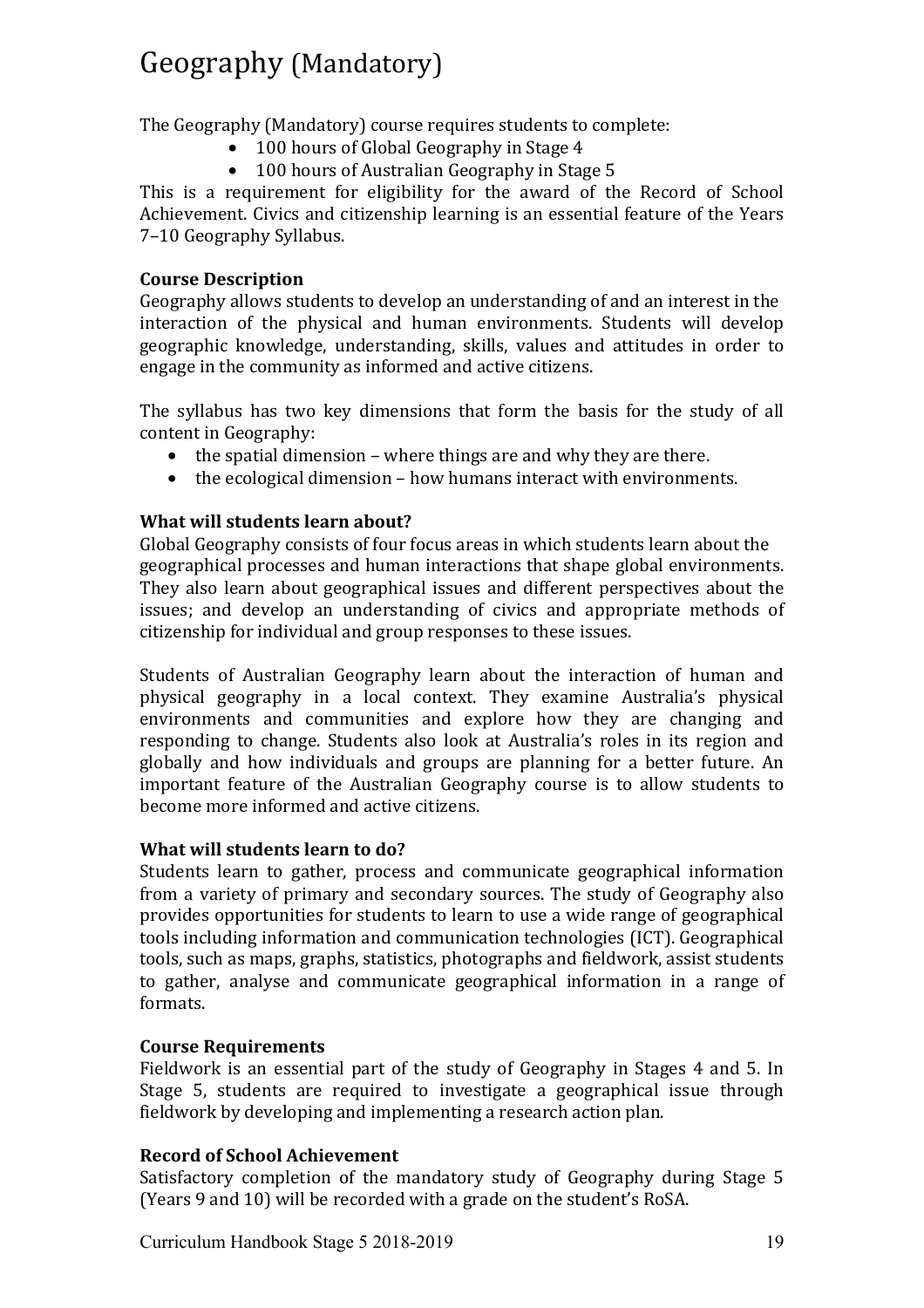# Geography (Mandatory)

The Geography (Mandatory) course requires students to complete:

- 100 hours of Global Geography in Stage 4
- 100 hours of Australian Geography in Stage 5

This is a requirement for eligibility for the award of the Record of School Achievement. Civics and citizenship learning is an essential feature of the Years 7–10 Geography Syllabus.

**Course Description**

Geography allows students to develop an understanding of and an interest in the interaction of the physical and human environments. Students will develop geographic knowledge, understanding, skills, values and attitudes in order to engage in the community as informed and active citizens.

The syllabus has two key dimensions that form the basis for the study of all content in Geography:

- the spatial dimension – where things are and why they are there.
- the ecological dimension – how humans interact with environments.

**What will students learn about?**

Global Geography consists of four focus areas in which students learn about the geographical processes and human interactions that shape global environments. They also learn about geographical issues and different perspectives about the issues; and develop an understanding of civics and appropriate methods of citizenship for individual and group responses to these issues.

Students of Australian Geography learn about the interaction of human and physical geography in a local context. They examine Australia's physical environments and communities and explore how they are changing and responding to change. Students also look at Australia's roles in its region and globally and how individuals and groups are planning for a better future. An important feature of the Australian Geography course is to allow students to become more informed and active citizens.

**What will students learn to do?**

Students learn to gather, process and communicate geographical information from a variety of primary and secondary sources. The study of Geography also provides opportunities for students to learn to use a wide range of geographical tools including information and communication technologies (ICT). Geographical tools, such as maps, graphs, statistics, photographs and fieldwork, assist students to gather, analyse and communicate geographical information in a range of formats.

**Course Requirements**

Fieldwork is an essential part of the study of Geography in Stages 4 and 5. In Stage 5, students are required to investigate a geographical issue through fieldwork by developing and implementing a research action plan.

**Record of School Achievement**

Satisfactory completion of the mandatory study of Geography during Stage 5 (Years 9 and 10) will be recorded with a grade on the student's RoSA.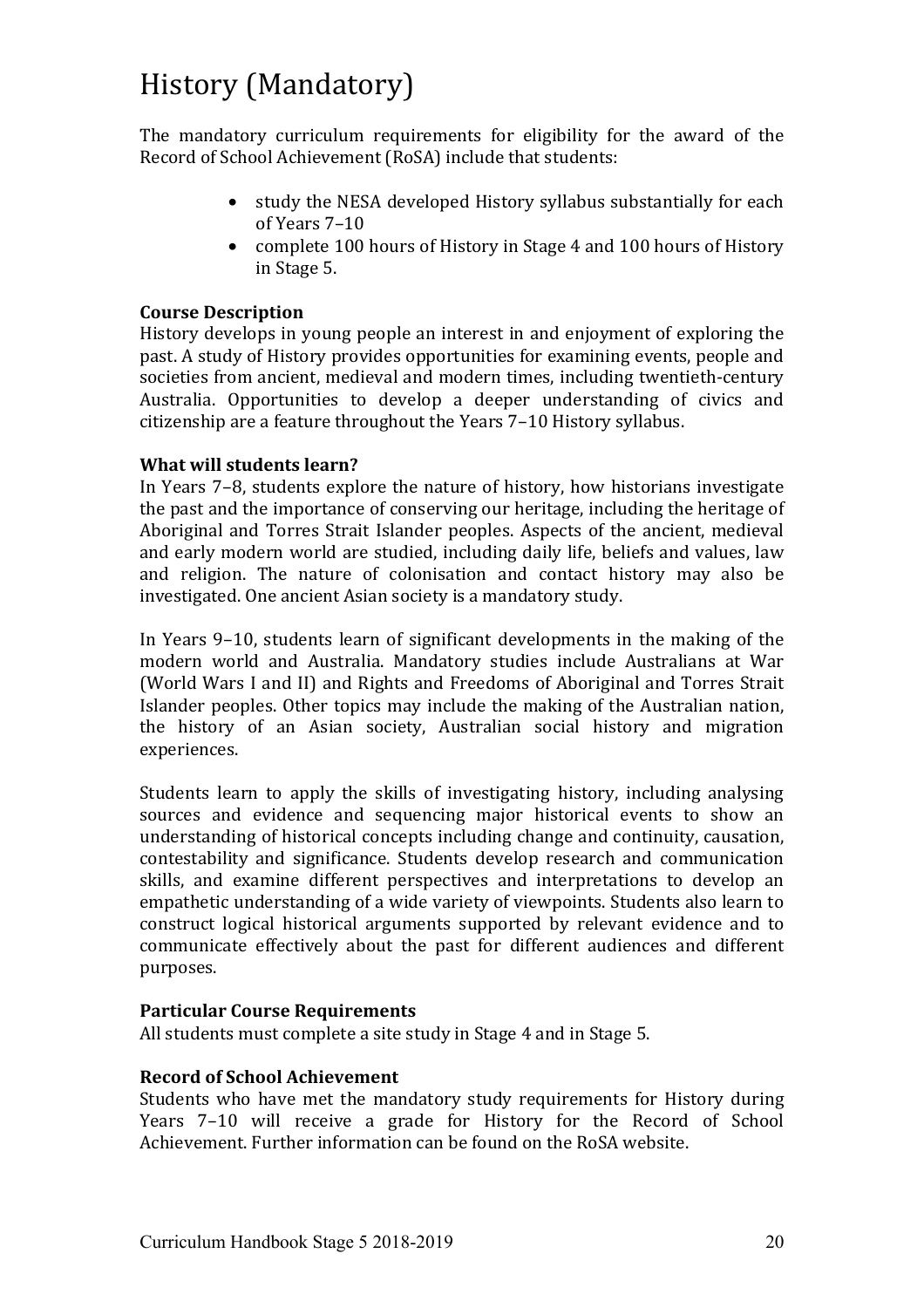# History (Mandatory)

The mandatory curriculum requirements for eligibility for the award of the Record of School Achievement (RoSA) include that students:

- study the NESA developed History syllabus substantially for each of Years 7–10
- complete 100 hours of History in Stage 4 and 100 hours of History in Stage 5.

**Course Description**

History develops in young people an interest in and enjoyment of exploring the past. A study of History provides opportunities for examining events, people and societies from ancient, medieval and modern times, including twentieth-century Australia. Opportunities to develop a deeper understanding of civics and citizenship are a feature throughout the Years 7–10 History syllabus.

**What will students learn?**

In Years 7–8, students explore the nature of history, how historians investigate the past and the importance of conserving our heritage, including the heritage of Aboriginal and Torres Strait Islander peoples. Aspects of the ancient, medieval and early modern world are studied, including daily life, beliefs and values, law and religion. The nature of colonisation and contact history may also be investigated. One ancient Asian society is a mandatory study.

In Years 9–10, students learn of significant developments in the making of the modern world and Australia. Mandatory studies include Australians at War (World Wars I and II) and Rights and Freedoms of Aboriginal and Torres Strait Islander peoples. Other topics may include the making of the Australian nation, the history of an Asian society, Australian social history and migration experiences.

Students learn to apply the skills of investigating history, including analysing sources and evidence and sequencing major historical events to show an understanding of historical concepts including change and continuity, causation, contestability and significance. Students develop research and communication skills, and examine different perspectives and interpretations to develop an empathetic understanding of a wide variety of viewpoints. Students also learn to construct logical historical arguments supported by relevant evidence and to communicate effectively about the past for different audiences and different purposes.

**Particular Course Requirements**

All students must complete a site study in Stage 4 and in Stage 5.

**Record of School Achievement**

Students who have met the mandatory study requirements for History during Years 7–10 will receive a grade for History for the Record of School Achievement. Further information can be found on the RoSA website.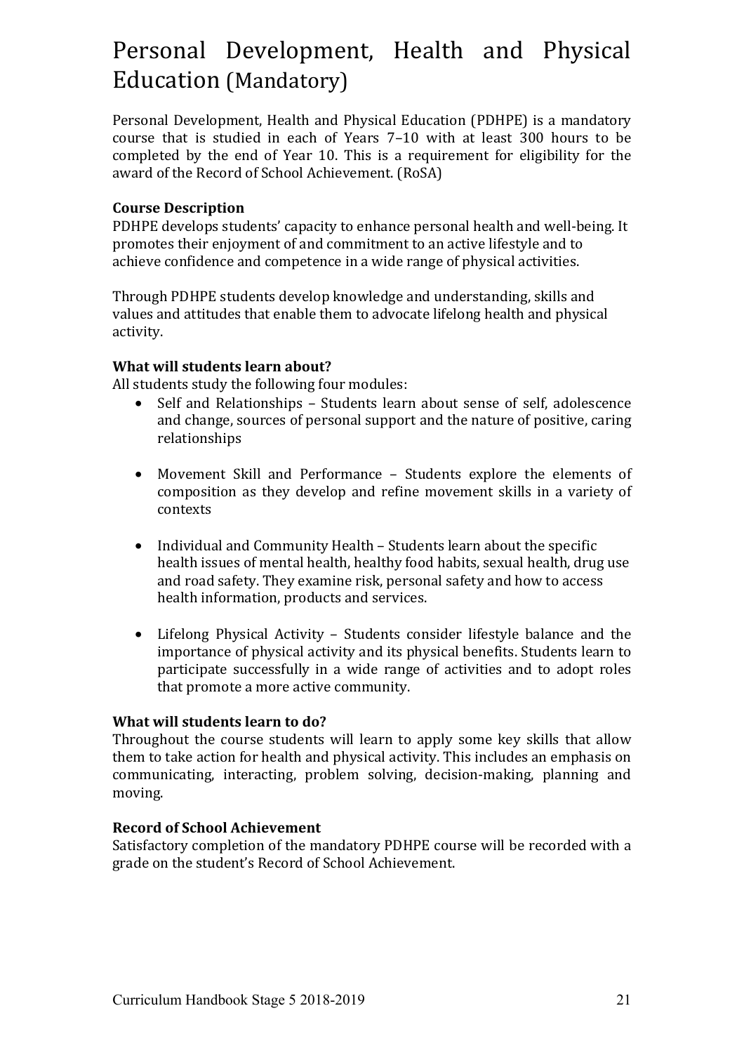# Personal Development, Health and Physical Education (Mandatory)

Personal Development, Health and Physical Education (PDHPE) is a mandatory course that is studied in each of Years 7–10 with at least 300 hours to be completed by the end of Year 10. This is a requirement for eligibility for the award of the Record of School Achievement. (RoSA)

**Course Description**

PDHPE develops students' capacity to enhance personal health and well-being. It promotes their enjoyment of and commitment to an active lifestyle and to achieve confidence and competence in a wide range of physical activities.

Through PDHPE students develop knowledge and understanding, skills and values and attitudes that enable them to advocate lifelong health and physical activity.

**What will students learn about?**

All students study the following four modules:

- Self and Relationships – Students learn about sense of self, adolescence and change, sources of personal support and the nature of positive, caring relationships

- Movement Skill and Performance – Students explore the elements of composition as they develop and refine movement skills in a variety of contexts

- Individual and Community Health – Students learn about the specific health issues of mental health, healthy food habits, sexual health, drug use and road safety. They examine risk, personal safety and how to access health information, products and services.

- Lifelong Physical Activity – Students consider lifestyle balance and the importance of physical activity and its physical benefits. Students learn to participate successfully in a wide range of activities and to adopt roles that promote a more active community.

**What will students learn to do?**

Throughout the course students will learn to apply some key skills that allow them to take action for health and physical activity. This includes an emphasis on communicating, interacting, problem solving, decision-making, planning and moving.

**Record of School Achievement**

Satisfactory completion of the mandatory PDHPE course will be recorded with a grade on the student's Record of School Achievement.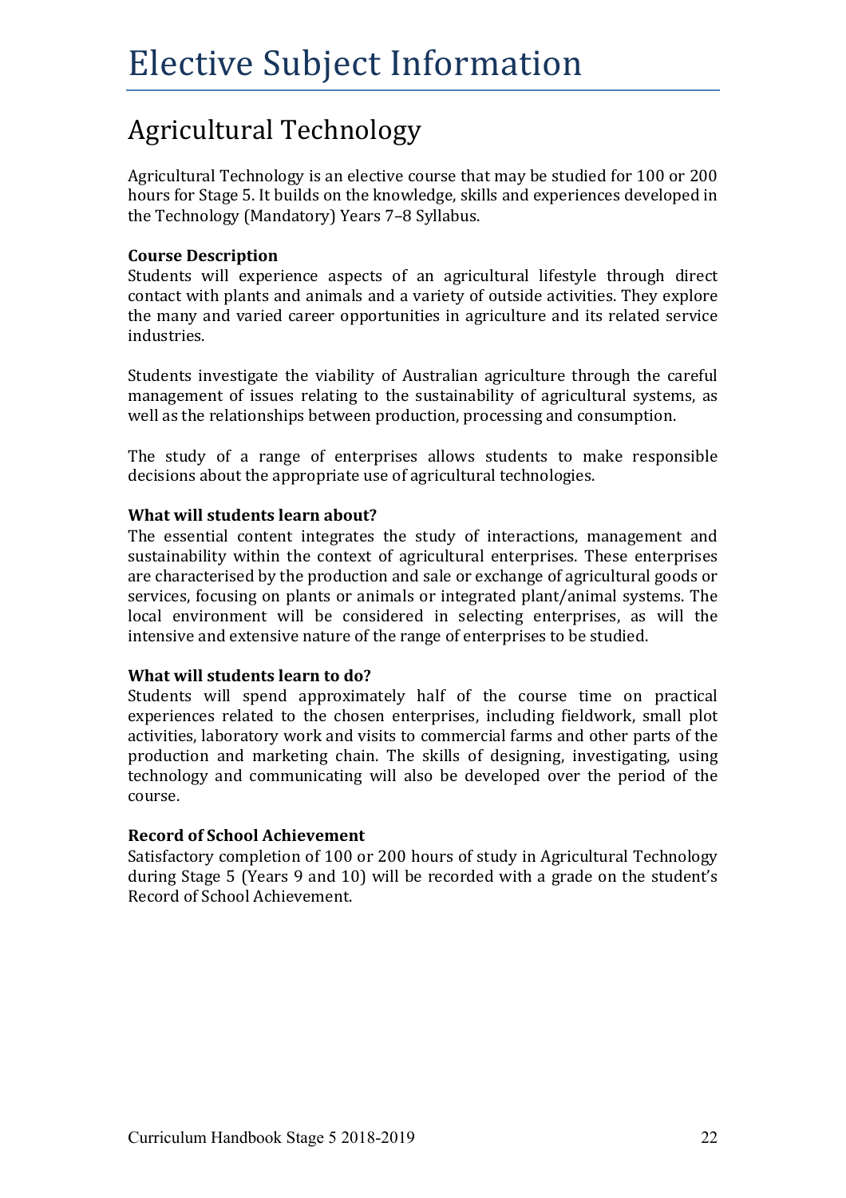# Elective Subject Information

## Agricultural Technology

Agricultural Technology is an elective course that may be studied for 100 or 200 hours for Stage 5. It builds on the knowledge, skills and experiences developed in the Technology (Mandatory) Years 7–8 Syllabus.

**Course Description**

Students will experience aspects of an agricultural lifestyle through direct contact with plants and animals and a variety of outside activities. They explore the many and varied career opportunities in agriculture and its related service industries.

Students investigate the viability of Australian agriculture through the careful management of issues relating to the sustainability of agricultural systems, as well as the relationships between production, processing and consumption.

The study of a range of enterprises allows students to make responsible decisions about the appropriate use of agricultural technologies.

**What will students learn about?**

The essential content integrates the study of interactions, management and sustainability within the context of agricultural enterprises. These enterprises are characterised by the production and sale or exchange of agricultural goods or services, focusing on plants or animals or integrated plant/animal systems. The local environment will be considered in selecting enterprises, as will the intensive and extensive nature of the range of enterprises to be studied.

**What will students learn to do?**

Students will spend approximately half of the course time on practical experiences related to the chosen enterprises, including fieldwork, small plot activities, laboratory work and visits to commercial farms and other parts of the production and marketing chain. The skills of designing, investigating, using technology and communicating will also be developed over the period of the course.

**Record of School Achievement**

Satisfactory completion of 100 or 200 hours of study in Agricultural Technology during Stage 5 (Years 9 and 10) will be recorded with a grade on the student's Record of School Achievement.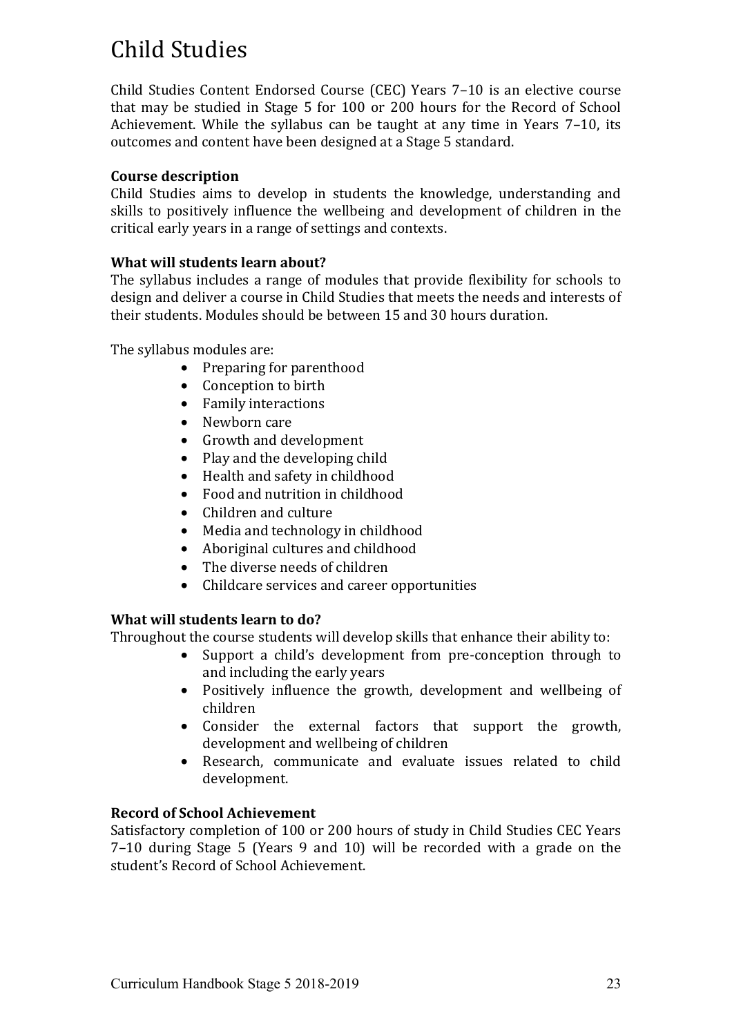# Child Studies

Child Studies Content Endorsed Course (CEC) Years 7–10 is an elective course that may be studied in Stage 5 for 100 or 200 hours for the Record of School Achievement. While the syllabus can be taught at any time in Years 7–10, its outcomes and content have been designed at a Stage 5 standard.

**Course description**
Child Studies aims to develop in students the knowledge, understanding and skills to positively influence the wellbeing and development of children in the critical early years in a range of settings and contexts.

**What will students learn about?**
The syllabus includes a range of modules that provide flexibility for schools to design and deliver a course in Child Studies that meets the needs and interests of their students. Modules should be between 15 and 30 hours duration.

The syllabus modules are:

- Preparing for parenthood
- Conception to birth
- Family interactions
- Newborn care
- Growth and development
- Play and the developing child
- Health and safety in childhood
- Food and nutrition in childhood
- Children and culture
- Media and technology in childhood
- Aboriginal cultures and childhood
- The diverse needs of children
- Childcare services and career opportunities

**What will students learn to do?**
Throughout the course students will develop skills that enhance their ability to:

- Support a child's development from pre-conception through to and including the early years
- Positively influence the growth, development and wellbeing of children
- Consider the external factors that support the growth, development and wellbeing of children
- Research, communicate and evaluate issues related to child development.

**Record of School Achievement**
Satisfactory completion of 100 or 200 hours of study in Child Studies CEC Years 7–10 during Stage 5 (Years 9 and 10) will be recorded with a grade on the student's Record of School Achievement.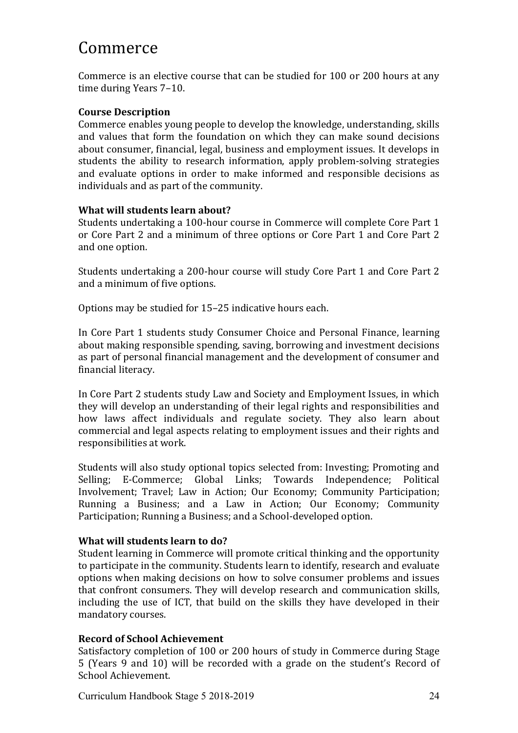# Commerce

Commerce is an elective course that can be studied for 100 or 200 hours at any time during Years 7–10.

**Course Description**
Commerce enables young people to develop the knowledge, understanding, skills and values that form the foundation on which they can make sound decisions about consumer, financial, legal, business and employment issues. It develops in students the ability to research information, apply problem-solving strategies and evaluate options in order to make informed and responsible decisions as individuals and as part of the community.

**What will students learn about?**
Students undertaking a 100-hour course in Commerce will complete Core Part 1 or Core Part 2 and a minimum of three options or Core Part 1 and Core Part 2 and one option.

Students undertaking a 200-hour course will study Core Part 1 and Core Part 2 and a minimum of five options.

Options may be studied for 15–25 indicative hours each.

In Core Part 1 students study Consumer Choice and Personal Finance, learning about making responsible spending, saving, borrowing and investment decisions as part of personal financial management and the development of consumer and financial literacy.

In Core Part 2 students study Law and Society and Employment Issues, in which they will develop an understanding of their legal rights and responsibilities and how laws affect individuals and regulate society. They also learn about commercial and legal aspects relating to employment issues and their rights and responsibilities at work.

Students will also study optional topics selected from: Investing; Promoting and Selling; E-Commerce; Global Links; Towards Independence; Political Involvement; Travel; Law in Action; Our Economy; Community Participation; Running a Business; and a Law in Action; Our Economy; Community Participation; Running a Business; and a School-developed option.

**What will students learn to do?**
Student learning in Commerce will promote critical thinking and the opportunity to participate in the community. Students learn to identify, research and evaluate options when making decisions on how to solve consumer problems and issues that confront consumers. They will develop research and communication skills, including the use of ICT, that build on the skills they have developed in their mandatory courses.

**Record of School Achievement**
Satisfactory completion of 100 or 200 hours of study in Commerce during Stage 5 (Years 9 and 10) will be recorded with a grade on the student's Record of School Achievement.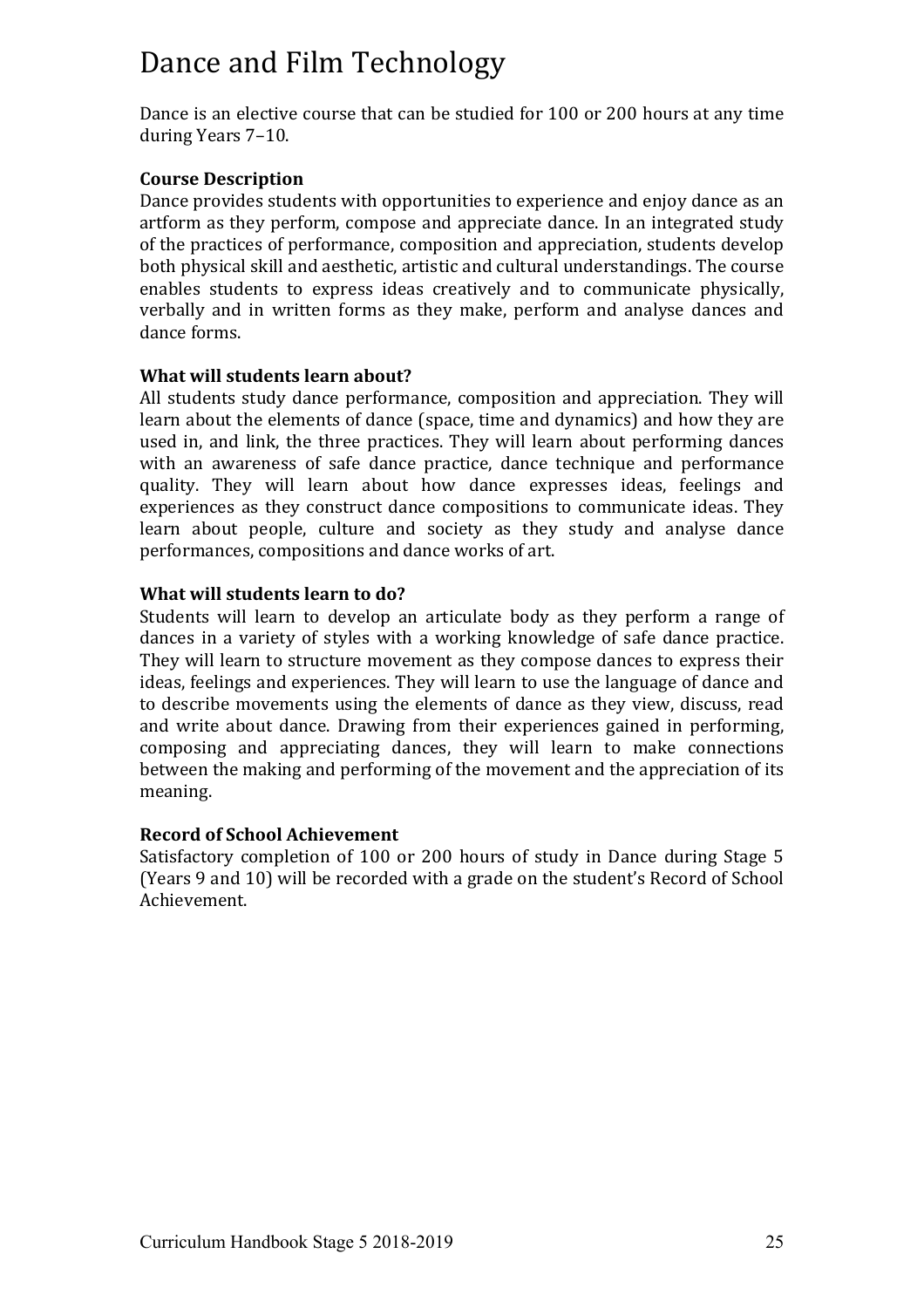# Dance and Film Technology

Dance is an elective course that can be studied for 100 or 200 hours at any time during Years 7–10.

**Course Description**

Dance provides students with opportunities to experience and enjoy dance as an artform as they perform, compose and appreciate dance. In an integrated study of the practices of performance, composition and appreciation, students develop both physical skill and aesthetic, artistic and cultural understandings. The course enables students to express ideas creatively and to communicate physically, verbally and in written forms as they make, perform and analyse dances and dance forms.

**What will students learn about?**

All students study dance performance, composition and appreciation. They will learn about the elements of dance (space, time and dynamics) and how they are used in, and link, the three practices. They will learn about performing dances with an awareness of safe dance practice, dance technique and performance quality. They will learn about how dance expresses ideas, feelings and experiences as they construct dance compositions to communicate ideas. They learn about people, culture and society as they study and analyse dance performances, compositions and dance works of art.

**What will students learn to do?**

Students will learn to develop an articulate body as they perform a range of dances in a variety of styles with a working knowledge of safe dance practice. They will learn to structure movement as they compose dances to express their ideas, feelings and experiences. They will learn to use the language of dance and to describe movements using the elements of dance as they view, discuss, read and write about dance. Drawing from their experiences gained in performing, composing and appreciating dances, they will learn to make connections between the making and performing of the movement and the appreciation of its meaning.

**Record of School Achievement**

Satisfactory completion of 100 or 200 hours of study in Dance during Stage 5 (Years 9 and 10) will be recorded with a grade on the student's Record of School Achievement.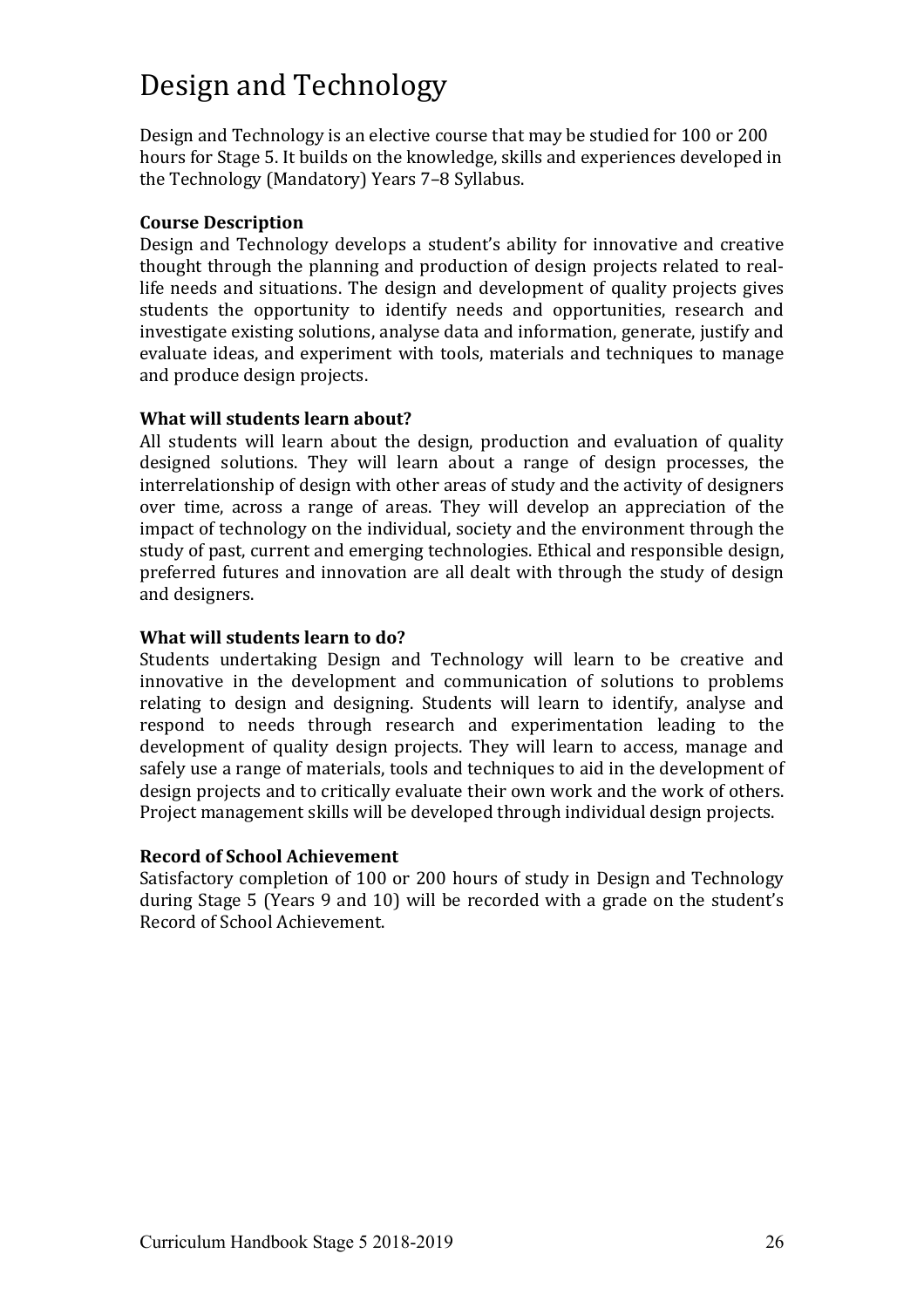# Design and Technology

Design and Technology is an elective course that may be studied for 100 or 200 hours for Stage 5. It builds on the knowledge, skills and experiences developed in the Technology (Mandatory) Years 7–8 Syllabus.

**Course Description**

Design and Technology develops a student's ability for innovative and creative thought through the planning and production of design projects related to real-life needs and situations. The design and development of quality projects gives students the opportunity to identify needs and opportunities, research and investigate existing solutions, analyse data and information, generate, justify and evaluate ideas, and experiment with tools, materials and techniques to manage and produce design projects.

**What will students learn about?**

All students will learn about the design, production and evaluation of quality designed solutions. They will learn about a range of design processes, the interrelationship of design with other areas of study and the activity of designers over time, across a range of areas. They will develop an appreciation of the impact of technology on the individual, society and the environment through the study of past, current and emerging technologies. Ethical and responsible design, preferred futures and innovation are all dealt with through the study of design and designers.

**What will students learn to do?**

Students undertaking Design and Technology will learn to be creative and innovative in the development and communication of solutions to problems relating to design and designing. Students will learn to identify, analyse and respond to needs through research and experimentation leading to the development of quality design projects. They will learn to access, manage and safely use a range of materials, tools and techniques to aid in the development of design projects and to critically evaluate their own work and the work of others. Project management skills will be developed through individual design projects.

**Record of School Achievement**

Satisfactory completion of 100 or 200 hours of study in Design and Technology during Stage 5 (Years 9 and 10) will be recorded with a grade on the student's Record of School Achievement.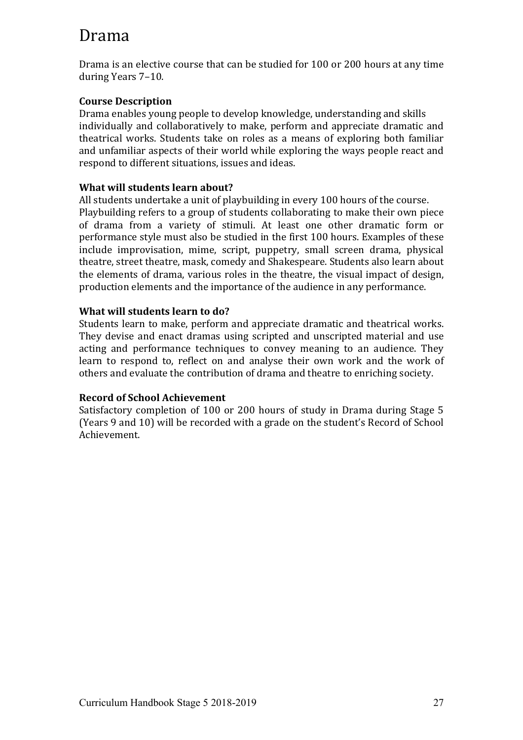# Drama

Drama is an elective course that can be studied for 100 or 200 hours at any time during Years 7–10.

**Course Description**

Drama enables young people to develop knowledge, understanding and skills individually and collaboratively to make, perform and appreciate dramatic and theatrical works. Students take on roles as a means of exploring both familiar and unfamiliar aspects of their world while exploring the ways people react and respond to different situations, issues and ideas.

**What will students learn about?**

All students undertake a unit of playbuilding in every 100 hours of the course. Playbuilding refers to a group of students collaborating to make their own piece of drama from a variety of stimuli. At least one other dramatic form or performance style must also be studied in the first 100 hours. Examples of these include improvisation, mime, script, puppetry, small screen drama, physical theatre, street theatre, mask, comedy and Shakespeare. Students also learn about the elements of drama, various roles in the theatre, the visual impact of design, production elements and the importance of the audience in any performance.

**What will students learn to do?**

Students learn to make, perform and appreciate dramatic and theatrical works. They devise and enact dramas using scripted and unscripted material and use acting and performance techniques to convey meaning to an audience. They learn to respond to, reflect on and analyse their own work and the work of others and evaluate the contribution of drama and theatre to enriching society.

**Record of School Achievement**

Satisfactory completion of 100 or 200 hours of study in Drama during Stage 5 (Years 9 and 10) will be recorded with a grade on the student's Record of School Achievement.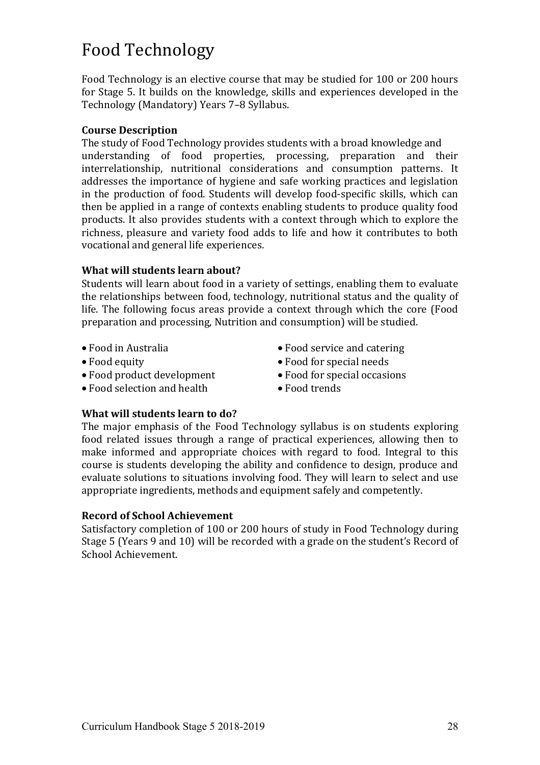# Food Technology

Food Technology is an elective course that may be studied for 100 or 200 hours for Stage 5. It builds on the knowledge, skills and experiences developed in the Technology (Mandatory) Years 7–8 Syllabus.

**Course Description**

The study of Food Technology provides students with a broad knowledge and understanding of food properties, processing, preparation and their interrelationship, nutritional considerations and consumption patterns. It addresses the importance of hygiene and safe working practices and legislation in the production of food. Students will develop food-specific skills, which can then be applied in a range of contexts enabling students to produce quality food products. It also provides students with a context through which to explore the richness, pleasure and variety food adds to life and how it contributes to both vocational and general life experiences.

**What will students learn about?**

Students will learn about food in a variety of settings, enabling them to evaluate the relationships between food, technology, nutritional status and the quality of life. The following focus areas provide a context through which the core (Food preparation and processing, Nutrition and consumption) will be studied.

- Food in Australia
- Food equity
- Food product development
- Food selection and health
- Food service and catering
- Food for special needs
- Food for special occasions
- Food trends

**What will students learn to do?**

The major emphasis of the Food Technology syllabus is on students exploring food related issues through a range of practical experiences, allowing then to make informed and appropriate choices with regard to food. Integral to this course is students developing the ability and confidence to design, produce and evaluate solutions to situations involving food. They will learn to select and use appropriate ingredients, methods and equipment safely and competently.

**Record of School Achievement**

Satisfactory completion of 100 or 200 hours of study in Food Technology during Stage 5 (Years 9 and 10) will be recorded with a grade on the student's Record of School Achievement.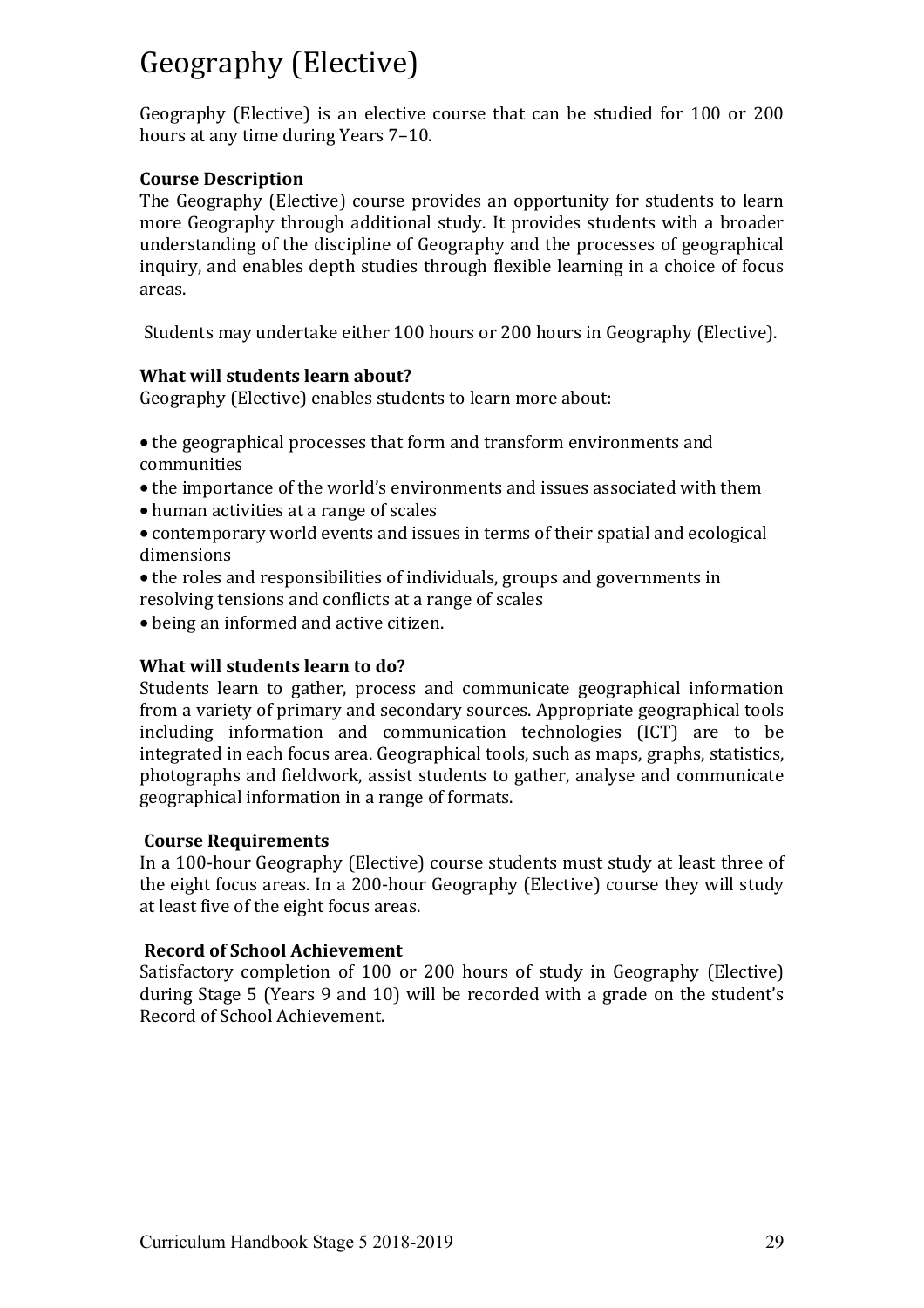# Geography (Elective)

Geography (Elective) is an elective course that can be studied for 100 or 200 hours at any time during Years 7–10.

**Course Description**

The Geography (Elective) course provides an opportunity for students to learn more Geography through additional study. It provides students with a broader understanding of the discipline of Geography and the processes of geographical inquiry, and enables depth studies through flexible learning in a choice of focus areas.

Students may undertake either 100 hours or 200 hours in Geography (Elective).

**What will students learn about?**

Geography (Elective) enables students to learn more about:

- the geographical processes that form and transform environments and communities
- the importance of the world's environments and issues associated with them
- human activities at a range of scales
- contemporary world events and issues in terms of their spatial and ecological dimensions
- the roles and responsibilities of individuals, groups and governments in resolving tensions and conflicts at a range of scales
- being an informed and active citizen.

**What will students learn to do?**

Students learn to gather, process and communicate geographical information from a variety of primary and secondary sources. Appropriate geographical tools including information and communication technologies (ICT) are to be integrated in each focus area. Geographical tools, such as maps, graphs, statistics, photographs and fieldwork, assist students to gather, analyse and communicate geographical information in a range of formats.

**Course Requirements**

In a 100-hour Geography (Elective) course students must study at least three of the eight focus areas. In a 200-hour Geography (Elective) course they will study at least five of the eight focus areas.

**Record of School Achievement**

Satisfactory completion of 100 or 200 hours of study in Geography (Elective) during Stage 5 (Years 9 and 10) will be recorded with a grade on the student's Record of School Achievement.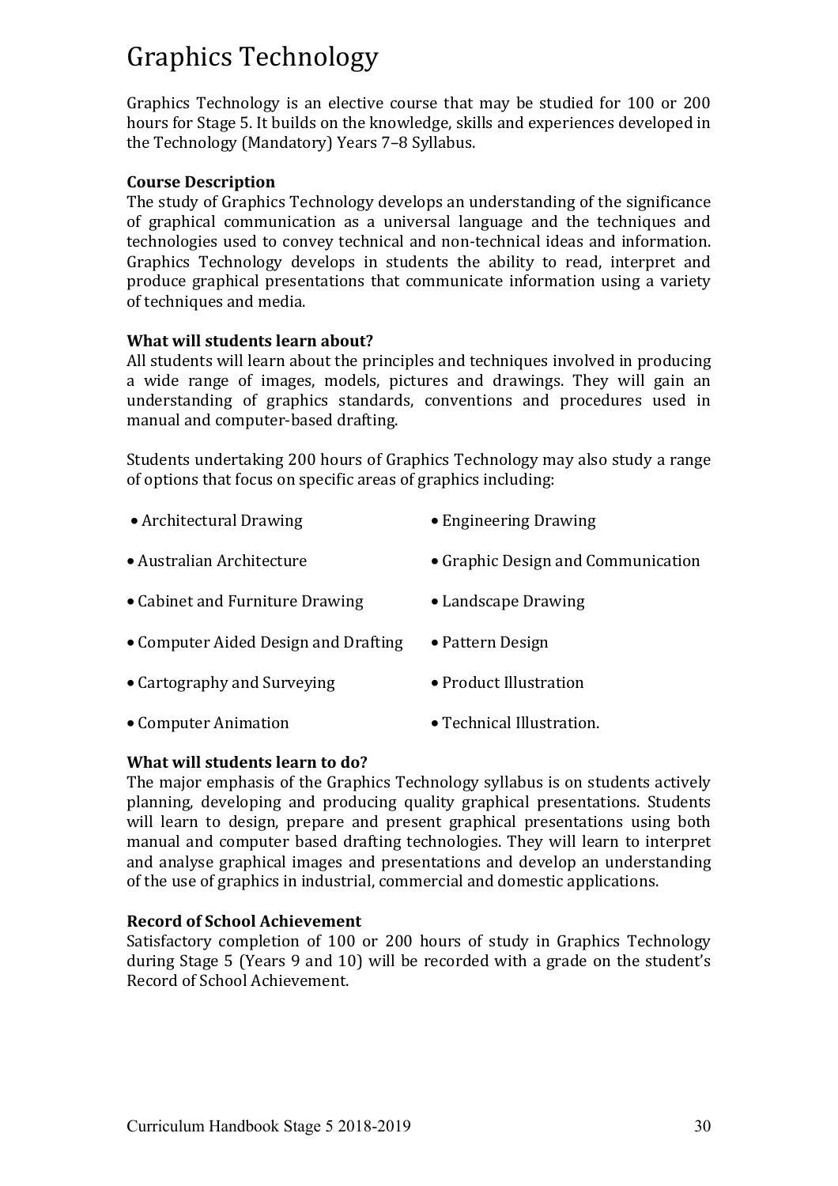# Graphics Technology

Graphics Technology is an elective course that may be studied for 100 or 200 hours for Stage 5. It builds on the knowledge, skills and experiences developed in the Technology (Mandatory) Years 7–8 Syllabus.

**Course Description**
The study of Graphics Technology develops an understanding of the significance of graphical communication as a universal language and the techniques and technologies used to convey technical and non-technical ideas and information. Graphics Technology develops in students the ability to read, interpret and produce graphical presentations that communicate information using a variety of techniques and media.

**What will students learn about?**
All students will learn about the principles and techniques involved in producing a wide range of images, models, pictures and drawings. They will gain an understanding of graphics standards, conventions and procedures used in manual and computer-based drafting.

Students undertaking 200 hours of Graphics Technology may also study a range of options that focus on specific areas of graphics including:

- Architectural Drawing
- Australian Architecture
- Cabinet and Furniture Drawing
- Computer Aided Design and Drafting
- Cartography and Surveying
- Computer Animation
- Engineering Drawing
- Graphic Design and Communication
- Landscape Drawing
- Pattern Design
- Product Illustration
- Technical Illustration.

**What will students learn to do?**
The major emphasis of the Graphics Technology syllabus is on students actively planning, developing and producing quality graphical presentations. Students will learn to design, prepare and present graphical presentations using both manual and computer based drafting technologies. They will learn to interpret and analyse graphical images and presentations and develop an understanding of the use of graphics in industrial, commercial and domestic applications.

**Record of School Achievement**
Satisfactory completion of 100 or 200 hours of study in Graphics Technology during Stage 5 (Years 9 and 10) will be recorded with a grade on the student's Record of School Achievement.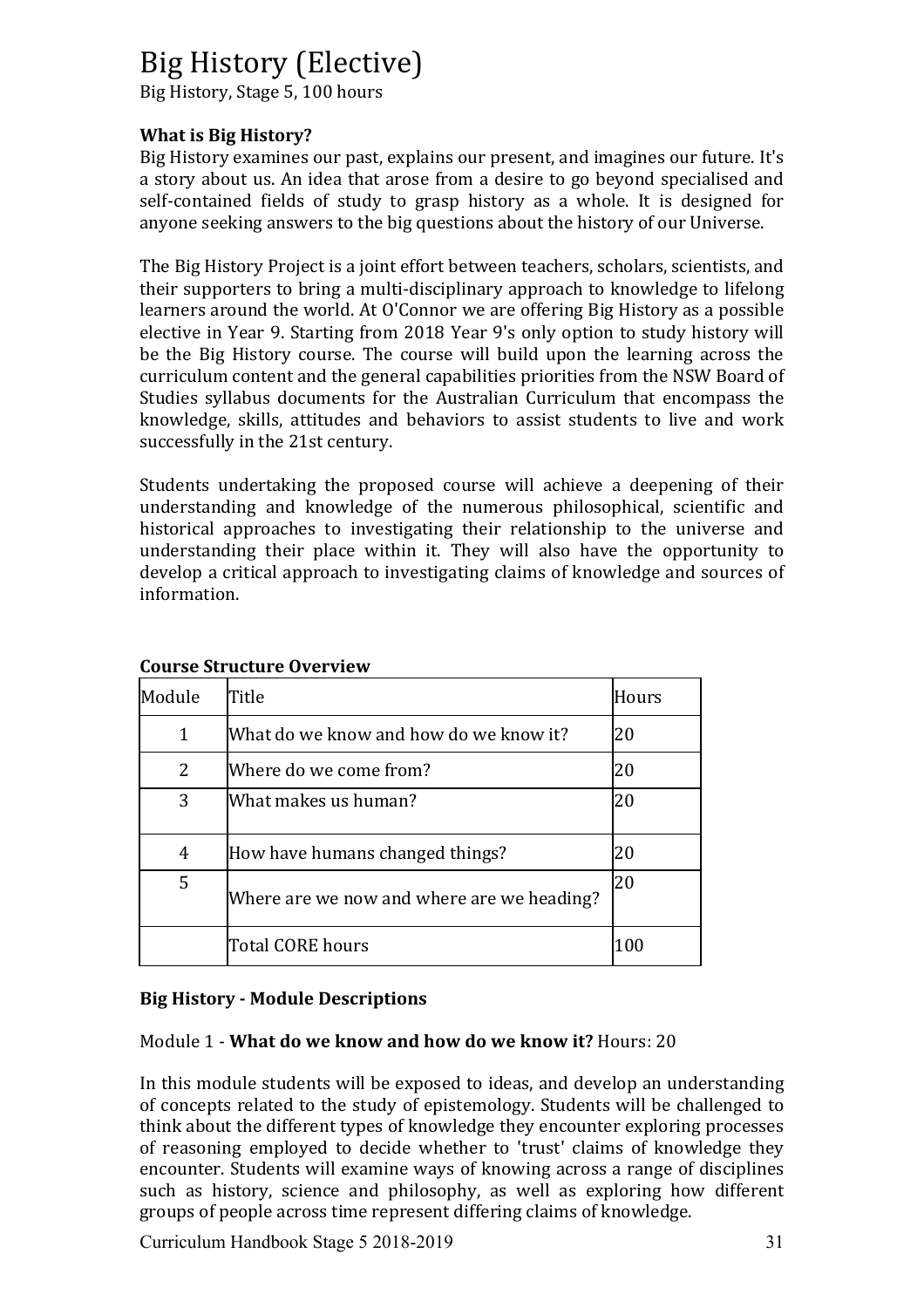# Big History (Elective)

Big History, Stage 5, 100 hours

**What is Big History?**

Big History examines our past, explains our present, and imagines our future. It's a story about us. An idea that arose from a desire to go beyond specialised and self-contained fields of study to grasp history as a whole. It is designed for anyone seeking answers to the big questions about the history of our Universe.

The Big History Project is a joint effort between teachers, scholars, scientists, and their supporters to bring a multi-disciplinary approach to knowledge to lifelong learners around the world. At O'Connor we are offering Big History as a possible elective in Year 9. Starting from 2018 Year 9's only option to study history will be the Big History course. The course will build upon the learning across the curriculum content and the general capabilities priorities from the NSW Board of Studies syllabus documents for the Australian Curriculum that encompass the knowledge, skills, attitudes and behaviors to assist students to live and work successfully in the 21st century.

Students undertaking the proposed course will achieve a deepening of their understanding and knowledge of the numerous philosophical, scientific and historical approaches to investigating their relationship to the universe and understanding their place within it. They will also have the opportunity to develop a critical approach to investigating claims of knowledge and sources of information.

**Course Structure Overview**

| Module | Title | Hours |
|---|---|---|
| 1 | What do we know and how do we know it? | 20 |
| 2 | Where do we come from? | 20 |
| 3 | What makes us human? | 20 |
| 4 | How have humans changed things? | 20 |
| 5 | Where are we now and where are we heading? | 20 |
| | Total CORE hours | 100 |

**Big History - Module Descriptions**

Module 1 - **What do we know and how do we know it?** Hours: 20

In this module students will be exposed to ideas, and develop an understanding of concepts related to the study of epistemology. Students will be challenged to think about the different types of knowledge they encounter exploring processes of reasoning employed to decide whether to 'trust' claims of knowledge they encounter. Students will examine ways of knowing across a range of disciplines such as history, science and philosophy, as well as exploring how different groups of people across time represent differing claims of knowledge.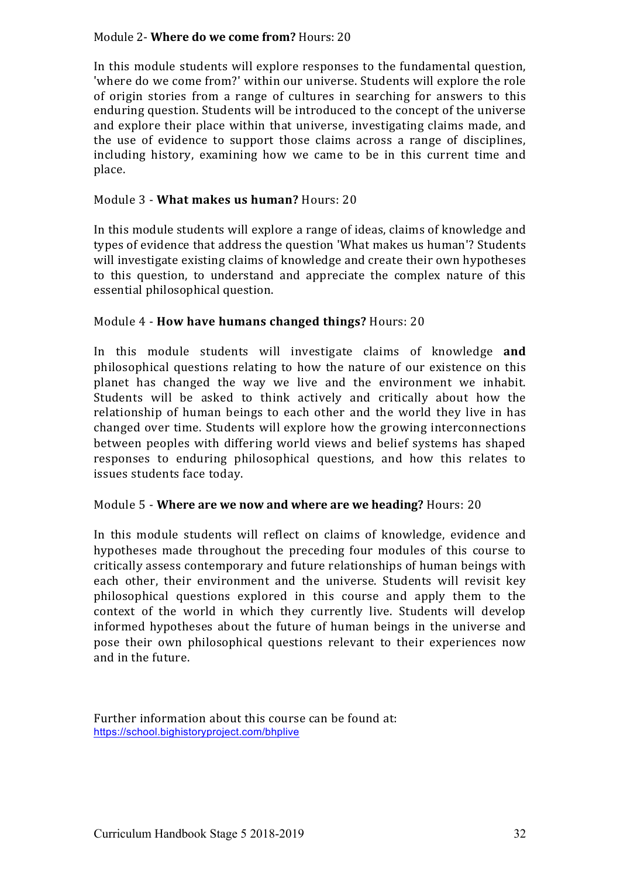Module 2- **Where do we come from?** Hours: 20

In this module students will explore responses to the fundamental question, 'where do we come from?' within our universe. Students will explore the role of origin stories from a range of cultures in searching for answers to this enduring question. Students will be introduced to the concept of the universe and explore their place within that universe, investigating claims made, and the use of evidence to support those claims across a range of disciplines, including history, examining how we came to be in this current time and place.

Module 3 - **What makes us human?** Hours: 20

In this module students will explore a range of ideas, claims of knowledge and types of evidence that address the question 'What makes us human'? Students will investigate existing claims of knowledge and create their own hypotheses to this question, to understand and appreciate the complex nature of this essential philosophical question.

Module 4 - **How have humans changed things?** Hours: 20

In this module students will investigate claims of knowledge **and** philosophical questions relating to how the nature of our existence on this planet has changed the way we live and the environment we inhabit. Students will be asked to think actively and critically about how the relationship of human beings to each other and the world they live in has changed over time. Students will explore how the growing interconnections between peoples with differing world views and belief systems has shaped responses to enduring philosophical questions, and how this relates to issues students face today.

Module 5 - **Where are we now and where are we heading?** Hours: 20

In this module students will reflect on claims of knowledge, evidence and hypotheses made throughout the preceding four modules of this course to critically assess contemporary and future relationships of human beings with each other, their environment and the universe. Students will revisit key philosophical questions explored in this course and apply them to the context of the world in which they currently live. Students will develop informed hypotheses about the future of human beings in the universe and pose their own philosophical questions relevant to their experiences now and in the future.

Further information about this course can be found at:
https://school.bighistoryproject.com/bhplive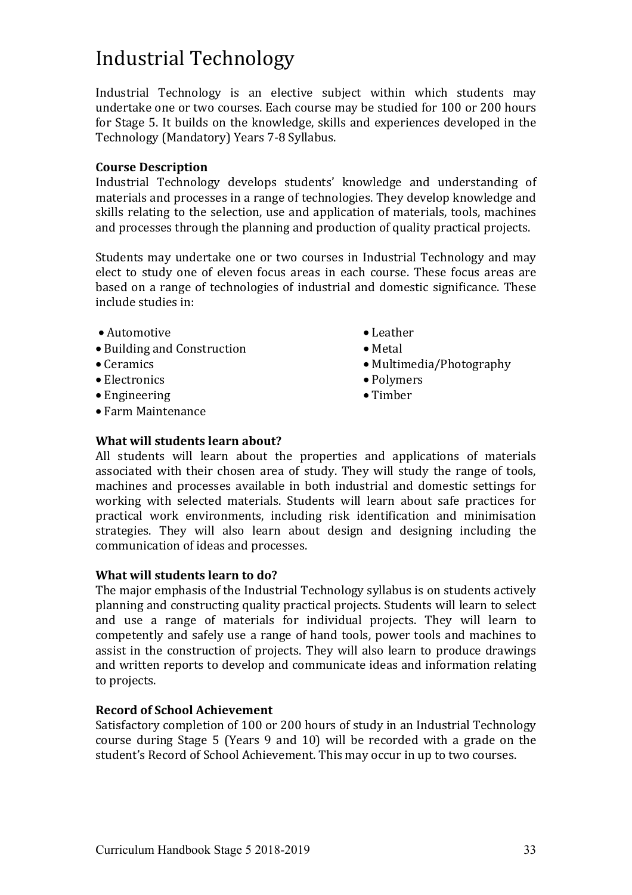# Industrial Technology

Industrial Technology is an elective subject within which students may undertake one or two courses. Each course may be studied for 100 or 200 hours for Stage 5. It builds on the knowledge, skills and experiences developed in the Technology (Mandatory) Years 7-8 Syllabus.

**Course Description**

Industrial Technology develops students' knowledge and understanding of materials and processes in a range of technologies. They develop knowledge and skills relating to the selection, use and application of materials, tools, machines and processes through the planning and production of quality practical projects.

Students may undertake one or two courses in Industrial Technology and may elect to study one of eleven focus areas in each course. These focus areas are based on a range of technologies of industrial and domestic significance. These include studies in:

- Automotive
- Building and Construction
- Ceramics
- Electronics
- Engineering
- Farm Maintenance
- Leather
- Metal
- Multimedia/Photography
- Polymers
- Timber

**What will students learn about?**

All students will learn about the properties and applications of materials associated with their chosen area of study. They will study the range of tools, machines and processes available in both industrial and domestic settings for working with selected materials. Students will learn about safe practices for practical work environments, including risk identification and minimisation strategies. They will also learn about design and designing including the communication of ideas and processes.

**What will students learn to do?**

The major emphasis of the Industrial Technology syllabus is on students actively planning and constructing quality practical projects. Students will learn to select and use a range of materials for individual projects. They will learn to competently and safely use a range of hand tools, power tools and machines to assist in the construction of projects. They will also learn to produce drawings and written reports to develop and communicate ideas and information relating to projects.

**Record of School Achievement**

Satisfactory completion of 100 or 200 hours of study in an Industrial Technology course during Stage 5 (Years 9 and 10) will be recorded with a grade on the student's Record of School Achievement. This may occur in up to two courses.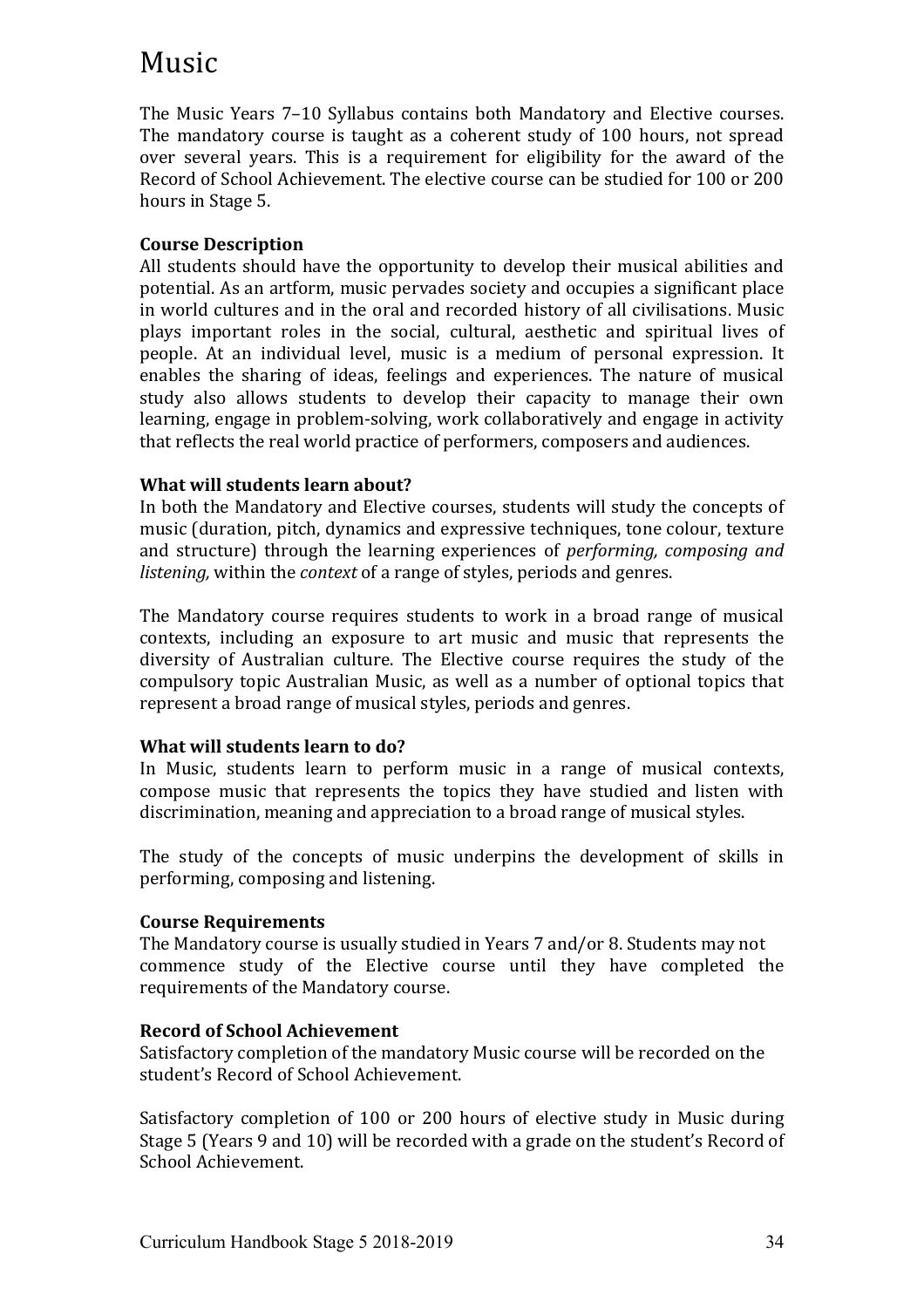# Music

The Music Years 7–10 Syllabus contains both Mandatory and Elective courses. The mandatory course is taught as a coherent study of 100 hours, not spread over several years. This is a requirement for eligibility for the award of the Record of School Achievement. The elective course can be studied for 100 or 200 hours in Stage 5.

**Course Description**

All students should have the opportunity to develop their musical abilities and potential. As an artform, music pervades society and occupies a significant place in world cultures and in the oral and recorded history of all civilisations. Music plays important roles in the social, cultural, aesthetic and spiritual lives of people. At an individual level, music is a medium of personal expression. It enables the sharing of ideas, feelings and experiences. The nature of musical study also allows students to develop their capacity to manage their own learning, engage in problem-solving, work collaboratively and engage in activity that reflects the real world practice of performers, composers and audiences.

**What will students learn about?**

In both the Mandatory and Elective courses, students will study the concepts of music (duration, pitch, dynamics and expressive techniques, tone colour, texture and structure) through the learning experiences of *performing, composing and listening,* within the *context* of a range of styles, periods and genres.

The Mandatory course requires students to work in a broad range of musical contexts, including an exposure to art music and music that represents the diversity of Australian culture. The Elective course requires the study of the compulsory topic Australian Music, as well as a number of optional topics that represent a broad range of musical styles, periods and genres.

**What will students learn to do?**

In Music, students learn to perform music in a range of musical contexts, compose music that represents the topics they have studied and listen with discrimination, meaning and appreciation to a broad range of musical styles.

The study of the concepts of music underpins the development of skills in performing, composing and listening.

**Course Requirements**

The Mandatory course is usually studied in Years 7 and/or 8. Students may not commence study of the Elective course until they have completed the requirements of the Mandatory course.

**Record of School Achievement**

Satisfactory completion of the mandatory Music course will be recorded on the student's Record of School Achievement.

Satisfactory completion of 100 or 200 hours of elective study in Music during Stage 5 (Years 9 and 10) will be recorded with a grade on the student's Record of School Achievement.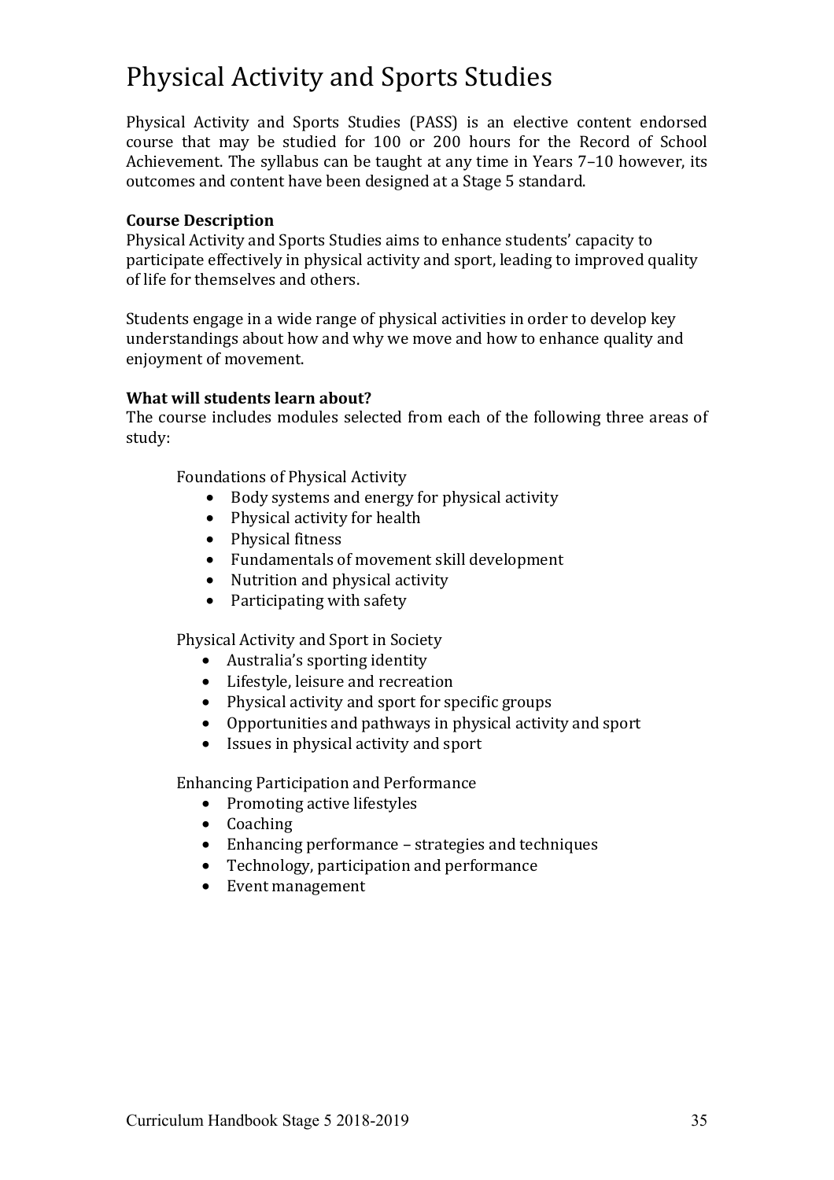# Physical Activity and Sports Studies

Physical Activity and Sports Studies (PASS) is an elective content endorsed course that may be studied for 100 or 200 hours for the Record of School Achievement. The syllabus can be taught at any time in Years 7–10 however, its outcomes and content have been designed at a Stage 5 standard.

**Course Description**
Physical Activity and Sports Studies aims to enhance students' capacity to participate effectively in physical activity and sport, leading to improved quality of life for themselves and others.

Students engage in a wide range of physical activities in order to develop key understandings about how and why we move and how to enhance quality and enjoyment of movement.

**What will students learn about?**
The course includes modules selected from each of the following three areas of study:

Foundations of Physical Activity

- Body systems and energy for physical activity
- Physical activity for health
- Physical fitness
- Fundamentals of movement skill development
- Nutrition and physical activity
- Participating with safety

Physical Activity and Sport in Society

- Australia's sporting identity
- Lifestyle, leisure and recreation
- Physical activity and sport for specific groups
- Opportunities and pathways in physical activity and sport
- Issues in physical activity and sport

Enhancing Participation and Performance

- Promoting active lifestyles
- Coaching
- Enhancing performance – strategies and techniques
- Technology, participation and performance
- Event management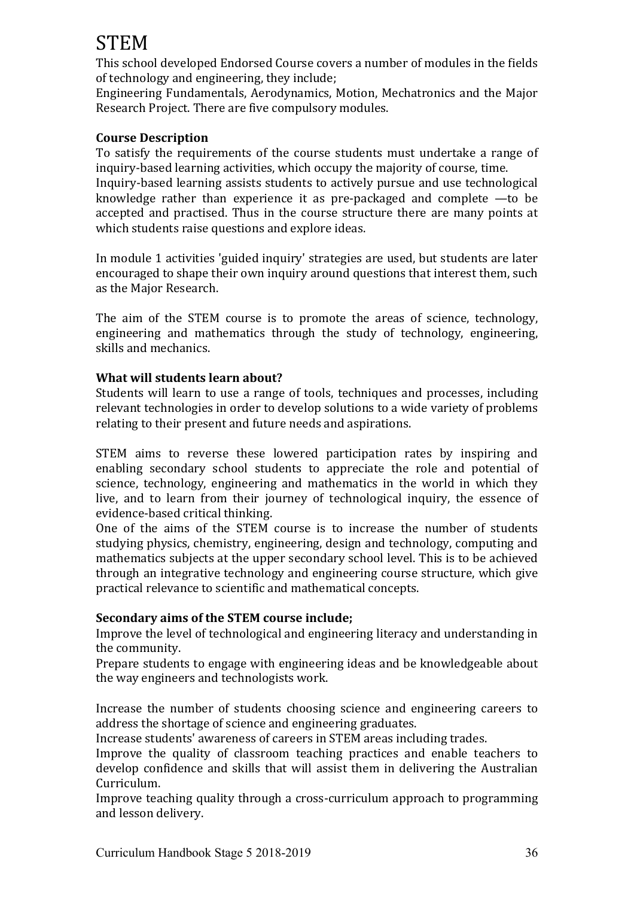# STEM

This school developed Endorsed Course covers a number of modules in the fields of technology and engineering, they include;

Engineering Fundamentals, Aerodynamics, Motion, Mechatronics and the Major Research Project. There are five compulsory modules.

**Course Description**

To satisfy the requirements of the course students must undertake a range of inquiry-based learning activities, which occupy the majority of course, time.

Inquiry-based learning assists students to actively pursue and use technological knowledge rather than experience it as pre-packaged and complete —to be accepted and practised. Thus in the course structure there are many points at which students raise questions and explore ideas.

In module 1 activities 'guided inquiry' strategies are used, but students are later encouraged to shape their own inquiry around questions that interest them, such as the Major Research.

The aim of the STEM course is to promote the areas of science, technology, engineering and mathematics through the study of technology, engineering, skills and mechanics.

**What will students learn about?**

Students will learn to use a range of tools, techniques and processes, including relevant technologies in order to develop solutions to a wide variety of problems relating to their present and future needs and aspirations.

STEM aims to reverse these lowered participation rates by inspiring and enabling secondary school students to appreciate the role and potential of science, technology, engineering and mathematics in the world in which they live, and to learn from their journey of technological inquiry, the essence of evidence-based critical thinking.

One of the aims of the STEM course is to increase the number of students studying physics, chemistry, engineering, design and technology, computing and mathematics subjects at the upper secondary school level. This is to be achieved through an integrative technology and engineering course structure, which give practical relevance to scientific and mathematical concepts.

**Secondary aims of the STEM course include;**

Improve the level of technological and engineering literacy and understanding in the community.

Prepare students to engage with engineering ideas and be knowledgeable about the way engineers and technologists work.

Increase the number of students choosing science and engineering careers to address the shortage of science and engineering graduates.

Increase students' awareness of careers in STEM areas including trades.

Improve the quality of classroom teaching practices and enable teachers to develop confidence and skills that will assist them in delivering the Australian Curriculum.

Improve teaching quality through a cross-curriculum approach to programming and lesson delivery.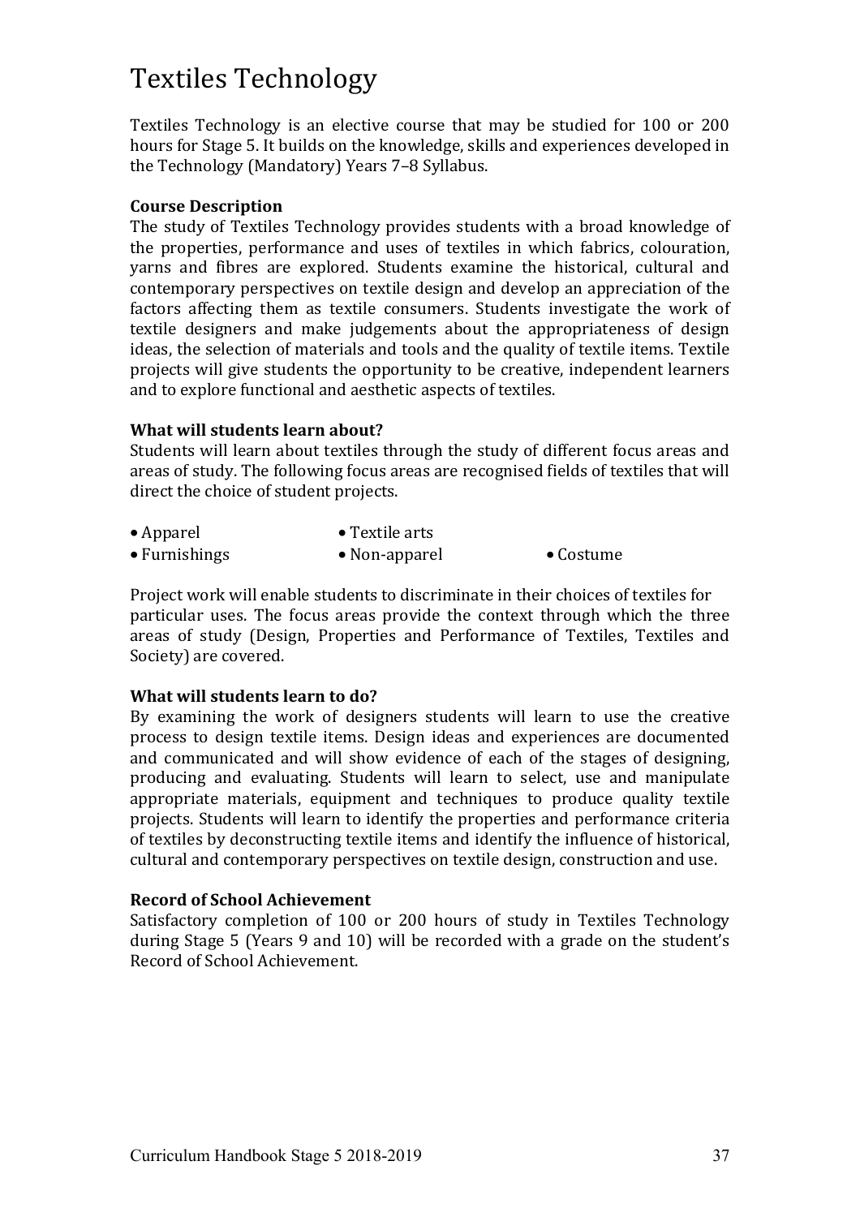# Textiles Technology

Textiles Technology is an elective course that may be studied for 100 or 200 hours for Stage 5. It builds on the knowledge, skills and experiences developed in the Technology (Mandatory) Years 7–8 Syllabus.

**Course Description**

The study of Textiles Technology provides students with a broad knowledge of the properties, performance and uses of textiles in which fabrics, colouration, yarns and fibres are explored. Students examine the historical, cultural and contemporary perspectives on textile design and develop an appreciation of the factors affecting them as textile consumers. Students investigate the work of textile designers and make judgements about the appropriateness of design ideas, the selection of materials and tools and the quality of textile items. Textile projects will give students the opportunity to be creative, independent learners and to explore functional and aesthetic aspects of textiles.

**What will students learn about?**

Students will learn about textiles through the study of different focus areas and areas of study. The following focus areas are recognised fields of textiles that will direct the choice of student projects.

- Apparel
- Textile arts
- Furnishings
- Non-apparel
- Costume

Project work will enable students to discriminate in their choices of textiles for particular uses. The focus areas provide the context through which the three areas of study (Design, Properties and Performance of Textiles, Textiles and Society) are covered.

**What will students learn to do?**

By examining the work of designers students will learn to use the creative process to design textile items. Design ideas and experiences are documented and communicated and will show evidence of each of the stages of designing, producing and evaluating. Students will learn to select, use and manipulate appropriate materials, equipment and techniques to produce quality textile projects. Students will learn to identify the properties and performance criteria of textiles by deconstructing textile items and identify the influence of historical, cultural and contemporary perspectives on textile design, construction and use.

**Record of School Achievement**

Satisfactory completion of 100 or 200 hours of study in Textiles Technology during Stage 5 (Years 9 and 10) will be recorded with a grade on the student's Record of School Achievement.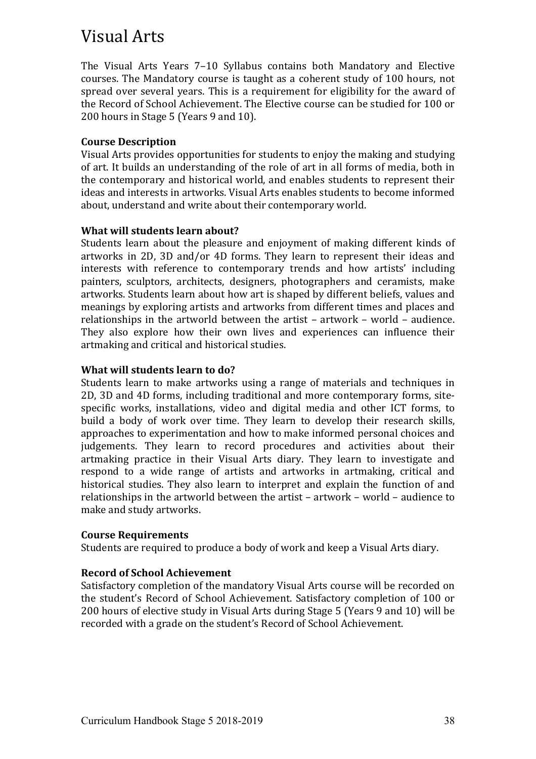# Visual Arts

The Visual Arts Years 7–10 Syllabus contains both Mandatory and Elective courses. The Mandatory course is taught as a coherent study of 100 hours, not spread over several years. This is a requirement for eligibility for the award of the Record of School Achievement. The Elective course can be studied for 100 or 200 hours in Stage 5 (Years 9 and 10).

**Course Description**
Visual Arts provides opportunities for students to enjoy the making and studying of art. It builds an understanding of the role of art in all forms of media, both in the contemporary and historical world, and enables students to represent their ideas and interests in artworks. Visual Arts enables students to become informed about, understand and write about their contemporary world.

**What will students learn about?**
Students learn about the pleasure and enjoyment of making different kinds of artworks in 2D, 3D and/or 4D forms. They learn to represent their ideas and interests with reference to contemporary trends and how artists' including painters, sculptors, architects, designers, photographers and ceramists, make artworks. Students learn about how art is shaped by different beliefs, values and meanings by exploring artists and artworks from different times and places and relationships in the artworld between the artist – artwork – world – audience. They also explore how their own lives and experiences can influence their artmaking and critical and historical studies.

**What will students learn to do?**
Students learn to make artworks using a range of materials and techniques in 2D, 3D and 4D forms, including traditional and more contemporary forms, site-specific works, installations, video and digital media and other ICT forms, to build a body of work over time. They learn to develop their research skills, approaches to experimentation and how to make informed personal choices and judgements. They learn to record procedures and activities about their artmaking practice in their Visual Arts diary. They learn to investigate and respond to a wide range of artists and artworks in artmaking, critical and historical studies. They also learn to interpret and explain the function of and relationships in the artworld between the artist – artwork – world – audience to make and study artworks.

**Course Requirements**
Students are required to produce a body of work and keep a Visual Arts diary.

**Record of School Achievement**
Satisfactory completion of the mandatory Visual Arts course will be recorded on the student's Record of School Achievement. Satisfactory completion of 100 or 200 hours of elective study in Visual Arts during Stage 5 (Years 9 and 10) will be recorded with a grade on the student's Record of School Achievement.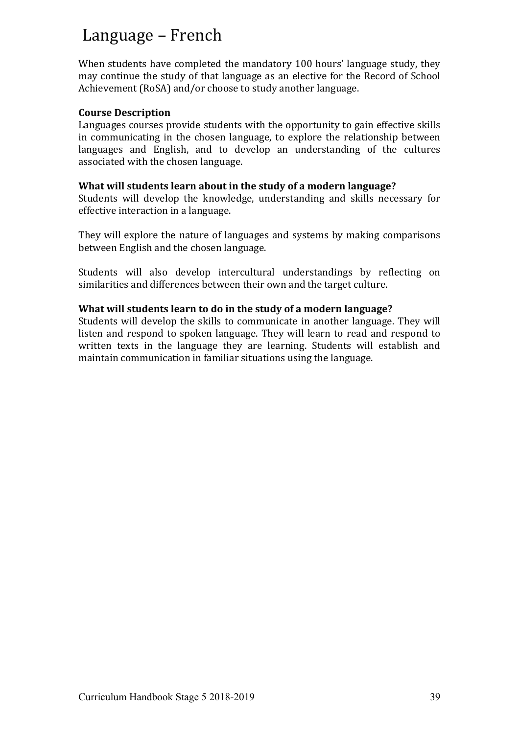# Language – French

When students have completed the mandatory 100 hours' language study, they may continue the study of that language as an elective for the Record of School Achievement (RoSA) and/or choose to study another language.

**Course Description**
Languages courses provide students with the opportunity to gain effective skills in communicating in the chosen language, to explore the relationship between languages and English, and to develop an understanding of the cultures associated with the chosen language.

**What will students learn about in the study of a modern language?**
Students will develop the knowledge, understanding and skills necessary for effective interaction in a language.

They will explore the nature of languages and systems by making comparisons between English and the chosen language.

Students will also develop intercultural understandings by reflecting on similarities and differences between their own and the target culture.

**What will students learn to do in the study of a modern language?**
Students will develop the skills to communicate in another language. They will listen and respond to spoken language. They will learn to read and respond to written texts in the language they are learning. Students will establish and maintain communication in familiar situations using the language.